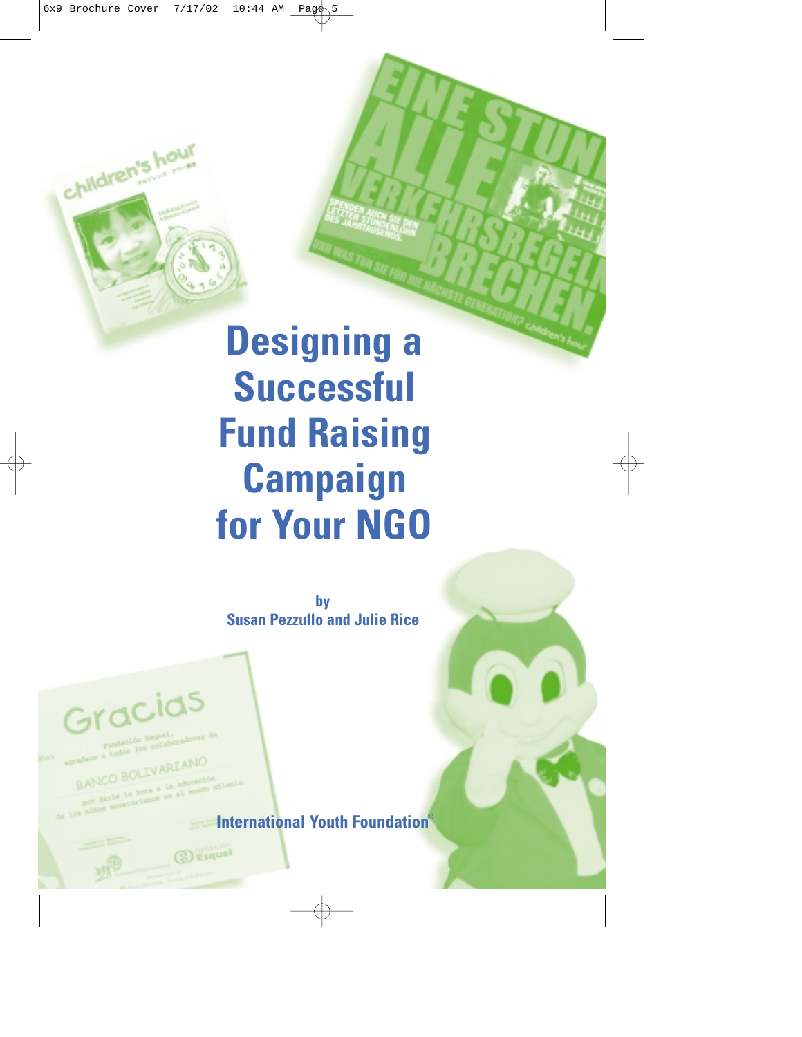# Designing a Successful Fund Raising Campaign for Your NGO

by
Susan Pezzullo and Julie Rice

International Youth Foundation®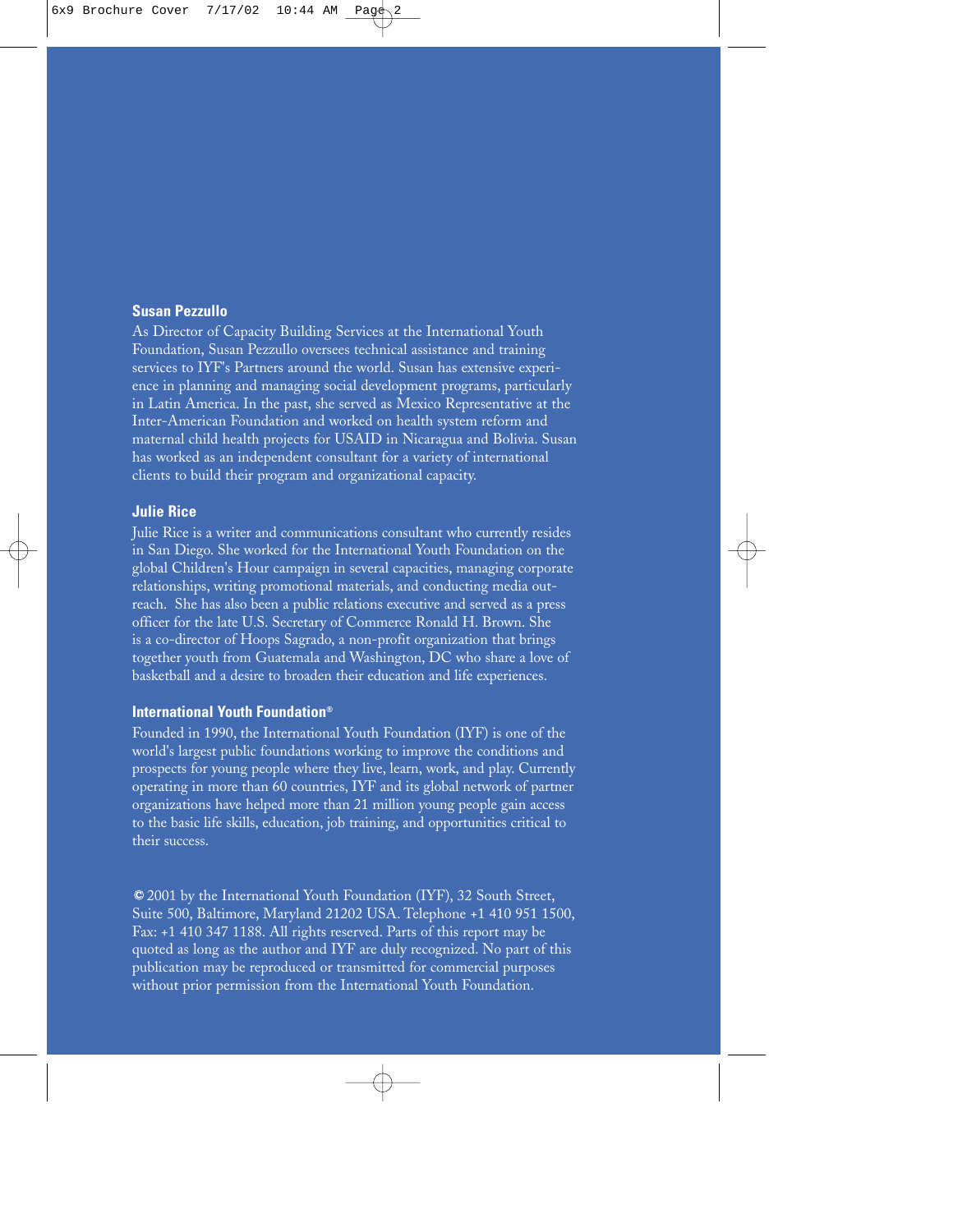### Susan Pezzullo

As Director of Capacity Building Services at the International Youth Foundation, Susan Pezzullo oversees technical assistance and training services to IYF's Partners around the world. Susan has extensive experience in planning and managing social development programs, particularly in Latin America. In the past, she served as Mexico Representative at the Inter-American Foundation and worked on health system reform and maternal child health projects for USAID in Nicaragua and Bolivia. Susan has worked as an independent consultant for a variety of international clients to build their program and organizational capacity.

### Julie Rice

Julie Rice is a writer and communications consultant who currently resides in San Diego. She worked for the International Youth Foundation on the global Children's Hour campaign in several capacities, managing corporate relationships, writing promotional materials, and conducting media outreach. She has also been a public relations executive and served as a press officer for the late U.S. Secretary of Commerce Ronald H. Brown. She is a co-director of Hoops Sagrado, a non-profit organization that brings together youth from Guatemala and Washington, DC who share a love of basketball and a desire to broaden their education and life experiences.

### International Youth Foundation®

Founded in 1990, the International Youth Foundation (IYF) is one of the world's largest public foundations working to improve the conditions and prospects for young people where they live, learn, work, and play. Currently operating in more than 60 countries, IYF and its global network of partner organizations have helped more than 21 million young people gain access to the basic life skills, education, job training, and opportunities critical to their success.

© 2001 by the International Youth Foundation (IYF), 32 South Street, Suite 500, Baltimore, Maryland 21202 USA. Telephone +1 410 951 1500, Fax: +1 410 347 1188. All rights reserved. Parts of this report may be quoted as long as the author and IYF are duly recognized. No part of this publication may be reproduced or transmitted for commercial purposes without prior permission from the International Youth Foundation.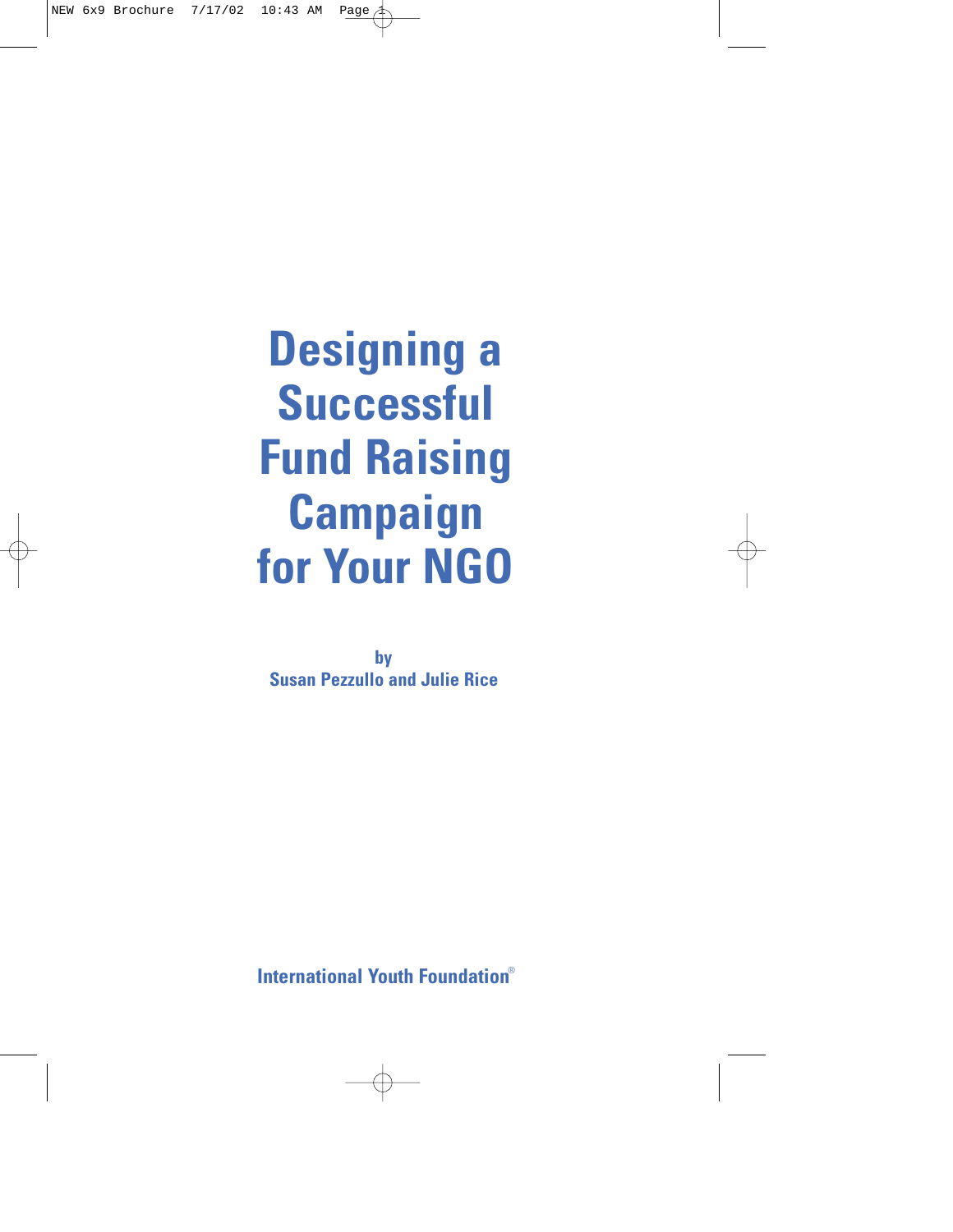# Designing a Successful Fund Raising Campaign for Your NGO

by
Susan Pezzullo and Julie Rice

International Youth Foundation®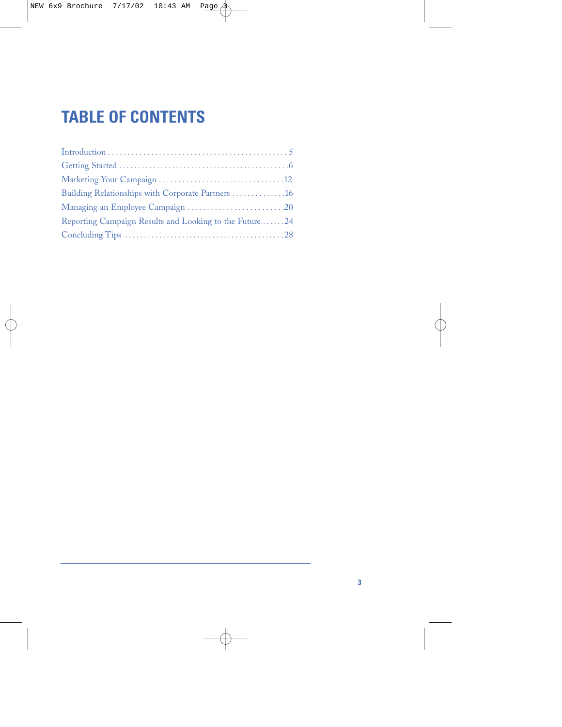# TABLE OF CONTENTS

Introduction . . . . . . . . . . . . . . . . . . . . . . . . . . . . . . . . . . . . . . . . . . . . . 5
Getting Started . . . . . . . . . . . . . . . . . . . . . . . . . . . . . . . . . . . . . . . . . . . .6
Marketing Your Campaign . . . . . . . . . . . . . . . . . . . . . . . . . . . . . . .12
Building Relationships with Corporate Partners . . . . . . . . . . . . . .16
Managing an Employee Campaign . . . . . . . . . . . . . . . . . . . . . . . . .20
Reporting Campaign Results and Looking to the Future . . . . . .24
Concluding Tips . . . . . . . . . . . . . . . . . . . . . . . . . . . . . . . . . . . . . . . . .28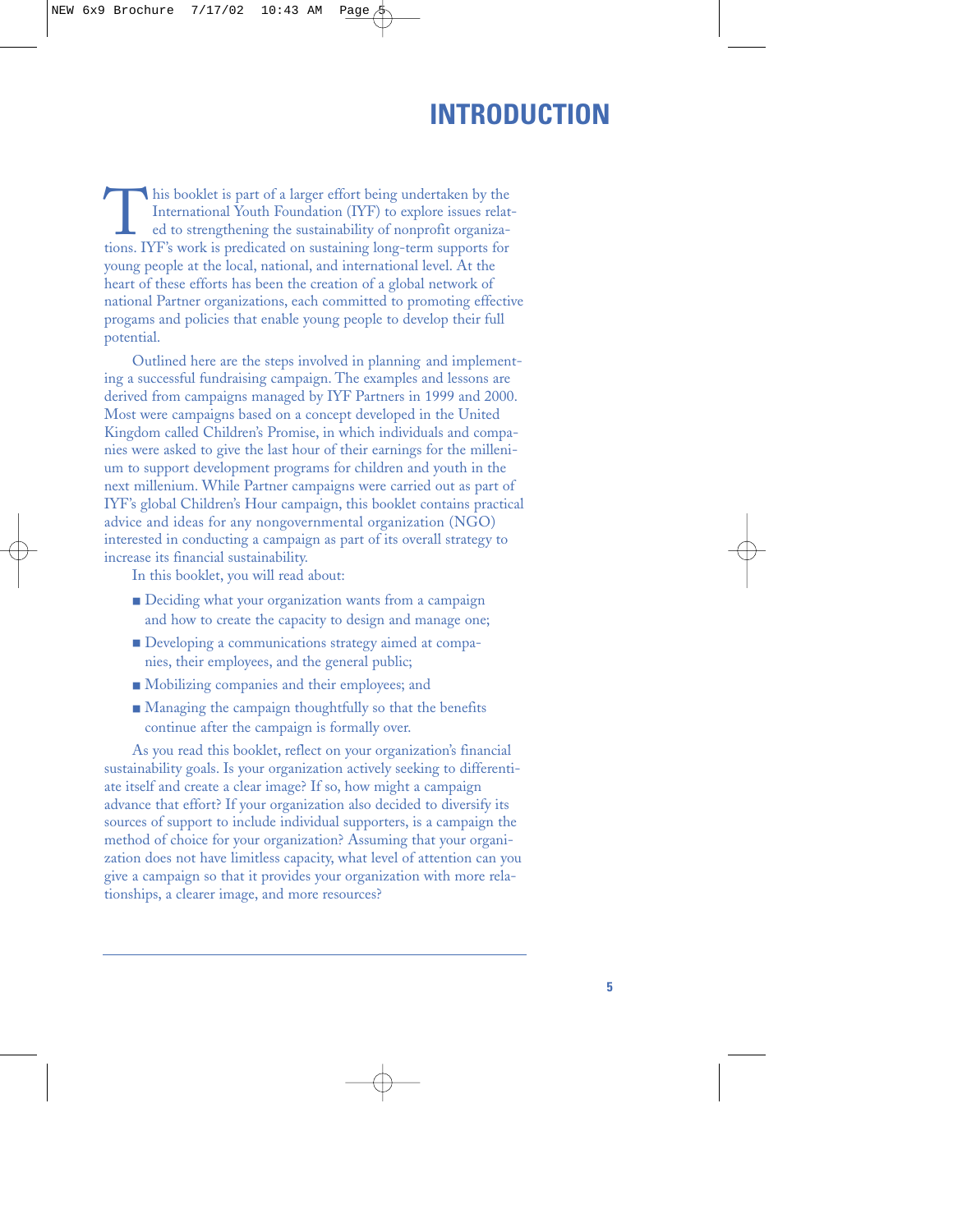# INTRODUCTION

This booklet is part of a larger effort being undertaken by the International Youth Foundation (IYF) to explore issues related to strengthening the sustainability of nonprofit organizations. IYF's work is predicated on sustaining long-term supports for young people at the local, national, and international level. At the heart of these efforts has been the creation of a global network of national Partner organizations, each committed to promoting effective progams and policies that enable young people to develop their full potential.

Outlined here are the steps involved in planning and implementing a successful fundraising campaign. The examples and lessons are derived from campaigns managed by IYF Partners in 1999 and 2000. Most were campaigns based on a concept developed in the United Kingdom called Children's Promise, in which individuals and companies were asked to give the last hour of their earnings for the millenium to support development programs for children and youth in the next millenium. While Partner campaigns were carried out as part of IYF's global Children's Hour campaign, this booklet contains practical advice and ideas for any nongovernmental organization (NGO) interested in conducting a campaign as part of its overall strategy to increase its financial sustainability.

In this booklet, you will read about:

- Deciding what your organization wants from a campaign and how to create the capacity to design and manage one;
- Developing a communications strategy aimed at companies, their employees, and the general public;
- Mobilizing companies and their employees; and
- Managing the campaign thoughtfully so that the benefits continue after the campaign is formally over.

As you read this booklet, reflect on your organization's financial sustainability goals. Is your organization actively seeking to differentiate itself and create a clear image? If so, how might a campaign advance that effort? If your organization also decided to diversify its sources of support to include individual supporters, is a campaign the method of choice for your organization? Assuming that your organization does not have limitless capacity, what level of attention can you give a campaign so that it provides your organization with more relationships, a clearer image, and more resources?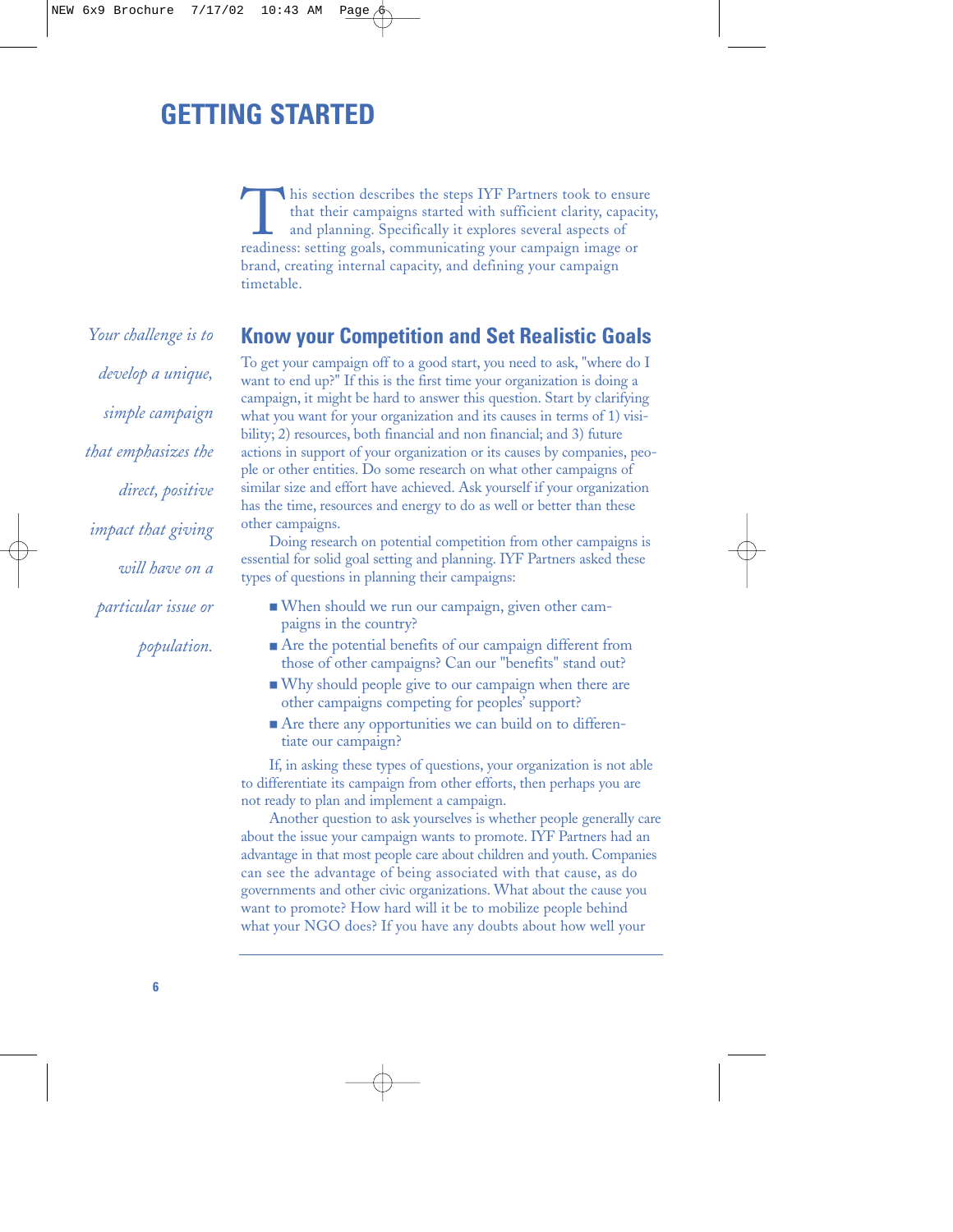# GETTING STARTED

This section describes the steps IYF Partners took to ensure that their campaigns started with sufficient clarity, capacity, and planning. Specifically it explores several aspects of readiness: setting goals, communicating your campaign image or brand, creating internal capacity, and defining your campaign timetable.

*Your challenge is to develop a unique, simple campaign that emphasizes the direct, positive impact that giving will have on a particular issue or population.*

## Know your Competition and Set Realistic Goals

To get your campaign off to a good start, you need to ask, "where do I want to end up?" If this is the first time your organization is doing a campaign, it might be hard to answer this question. Start by clarifying what you want for your organization and its causes in terms of 1) visibility; 2) resources, both financial and non financial; and 3) future actions in support of your organization or its causes by companies, people or other entities. Do some research on what other campaigns of similar size and effort have achieved. Ask yourself if your organization has the time, resources and energy to do as well or better than these other campaigns.

Doing research on potential competition from other campaigns is essential for solid goal setting and planning. IYF Partners asked these types of questions in planning their campaigns:

- When should we run our campaign, given other campaigns in the country?
- Are the potential benefits of our campaign different from those of other campaigns? Can our "benefits" stand out?
- Why should people give to our campaign when there are other campaigns competing for peoples' support?
- Are there any opportunities we can build on to differentiate our campaign?

If, in asking these types of questions, your organization is not able to differentiate its campaign from other efforts, then perhaps you are not ready to plan and implement a campaign.

Another question to ask yourselves is whether people generally care about the issue your campaign wants to promote. IYF Partners had an advantage in that most people care about children and youth. Companies can see the advantage of being associated with that cause, as do governments and other civic organizations. What about the cause you want to promote? How hard will it be to mobilize people behind what your NGO does? If you have any doubts about how well your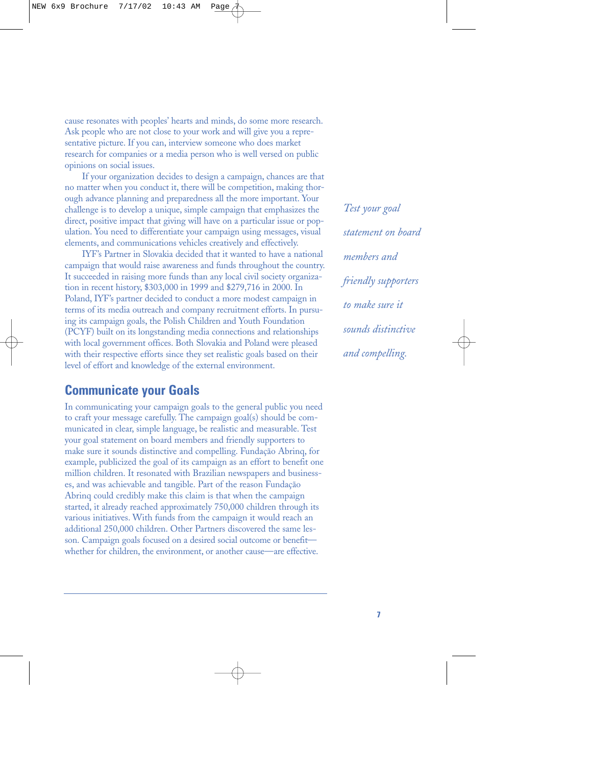cause resonates with peoples' hearts and minds, do some more research. Ask people who are not close to your work and will give you a representative picture. If you can, interview someone who does market research for companies or a media person who is well versed on public opinions on social issues.

If your organization decides to design a campaign, chances are that no matter when you conduct it, there will be competition, making thorough advance planning and preparedness all the more important. Your challenge is to develop a unique, simple campaign that emphasizes the direct, positive impact that giving will have on a particular issue or population. You need to differentiate your campaign using messages, visual elements, and communications vehicles creatively and effectively.

IYF's Partner in Slovakia decided that it wanted to have a national campaign that would raise awareness and funds throughout the country. It succeeded in raising more funds than any local civil society organization in recent history, $303,000 in 1999 and $279,716 in 2000. In Poland, IYF's partner decided to conduct a more modest campaign in terms of its media outreach and company recruitment efforts. In pursuing its campaign goals, the Polish Children and Youth Foundation (PCYF) built on its longstanding media connections and relationships with local government offices. Both Slovakia and Poland were pleased with their respective efforts since they set realistic goals based on their level of effort and knowledge of the external environment.

*Test your goal statement on board members and friendly supporters to make sure it sounds distinctive and compelling.*

## Communicate your Goals

In communicating your campaign goals to the general public you need to craft your message carefully. The campaign goal(s) should be communicated in clear, simple language, be realistic and measurable. Test your goal statement on board members and friendly supporters to make sure it sounds distinctive and compelling. Fundação Abrinq, for example, publicized the goal of its campaign as an effort to benefit one million children. It resonated with Brazilian newspapers and businesses, and was achievable and tangible. Part of the reason Fundação Abrinq could credibly make this claim is that when the campaign started, it already reached approximately 750,000 children through its various initiatives. With funds from the campaign it would reach an additional 250,000 children. Other Partners discovered the same lesson. Campaign goals focused on a desired social outcome or benefit—whether for children, the environment, or another cause—are effective.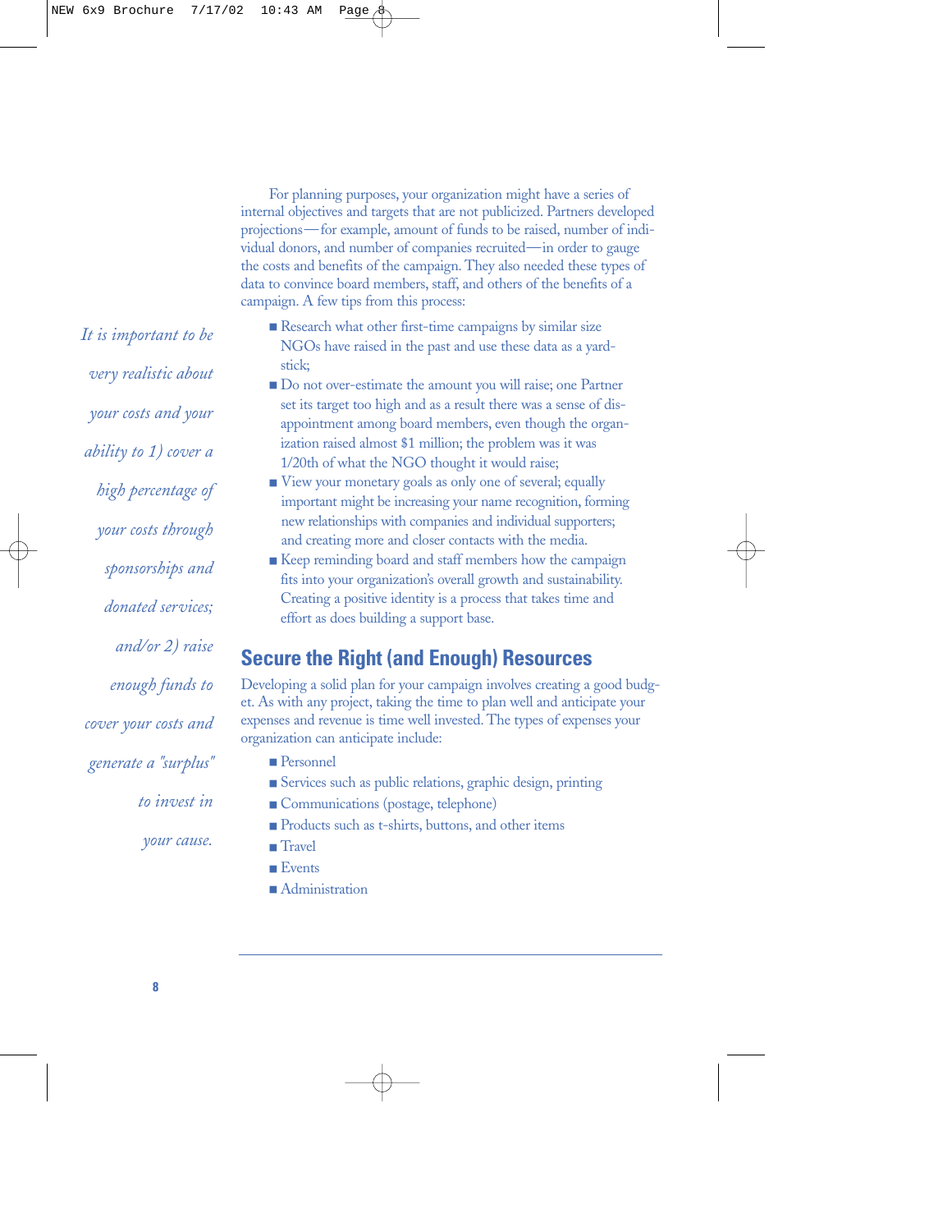*It is important to be very realistic about your costs and your ability to 1) cover a high percentage of your costs through sponsorships and donated services; and/or 2) raise enough funds to cover your costs and generate a "surplus" to invest in your cause.*

For planning purposes, your organization might have a series of internal objectives and targets that are not publicized. Partners developed projections—for example, amount of funds to be raised, number of individual donors, and number of companies recruited—in order to gauge the costs and benefits of the campaign. They also needed these types of data to convince board members, staff, and others of the benefits of a campaign. A few tips from this process:

- Research what other first-time campaigns by similar size NGOs have raised in the past and use these data as a yardstick;
- Do not over-estimate the amount you will raise; one Partner set its target too high and as a result there was a sense of disappointment among board members, even though the organization raised almost $1 million; the problem was it was 1/20th of what the NGO thought it would raise;
- View your monetary goals as only one of several; equally important might be increasing your name recognition, forming new relationships with companies and individual supporters; and creating more and closer contacts with the media.
- Keep reminding board and staff members how the campaign fits into your organization's overall growth and sustainability. Creating a positive identity is a process that takes time and effort as does building a support base.

## Secure the Right (and Enough) Resources

Developing a solid plan for your campaign involves creating a good budget. As with any project, taking the time to plan well and anticipate your expenses and revenue is time well invested. The types of expenses your organization can anticipate include:

- Personnel
- Services such as public relations, graphic design, printing
- Communications (postage, telephone)
- Products such as t-shirts, buttons, and other items
- Travel
- Events
- Administration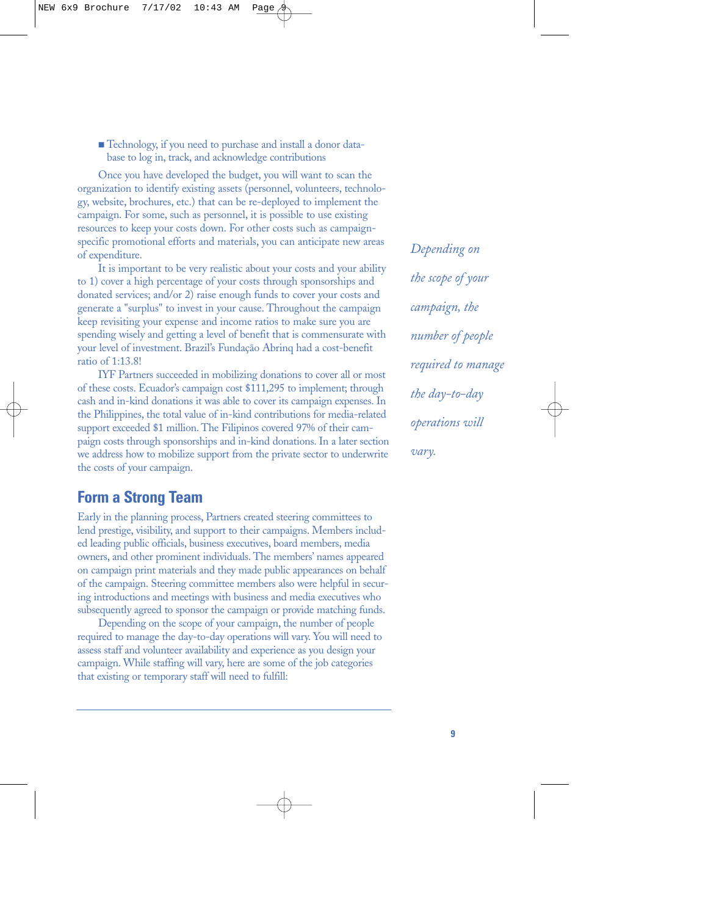- Technology, if you need to purchase and install a donor database to log in, track, and acknowledge contributions

Once you have developed the budget, you will want to scan the organization to identify existing assets (personnel, volunteers, technology, website, brochures, etc.) that can be re-deployed to implement the campaign. For some, such as personnel, it is possible to use existing resources to keep your costs down. For other costs such as campaign-specific promotional efforts and materials, you can anticipate new areas of expenditure.

It is important to be very realistic about your costs and your ability to 1) cover a high percentage of your costs through sponsorships and donated services; and/or 2) raise enough funds to cover your costs and generate a "surplus" to invest in your cause. Throughout the campaign keep revisiting your expense and income ratios to make sure you are spending wisely and getting a level of benefit that is commensurate with your level of investment. Brazil's Fundação Abrinq had a cost-benefit ratio of 1:13.8!

IYF Partners succeeded in mobilizing donations to cover all or most of these costs. Ecuador's campaign cost $111,295 to implement; through cash and in-kind donations it was able to cover its campaign expenses. In the Philippines, the total value of in-kind contributions for media-related support exceeded $1 million. The Filipinos covered 97% of their campaign costs through sponsorships and in-kind donations. In a later section we address how to mobilize support from the private sector to underwrite the costs of your campaign.

*Depending on the scope of your campaign, the number of people required to manage the day-to-day operations will vary.*

## Form a Strong Team

Early in the planning process, Partners created steering committees to lend prestige, visibility, and support to their campaigns. Members included leading public officials, business executives, board members, media owners, and other prominent individuals. The members' names appeared on campaign print materials and they made public appearances on behalf of the campaign. Steering committee members also were helpful in securing introductions and meetings with business and media executives who subsequently agreed to sponsor the campaign or provide matching funds.

Depending on the scope of your campaign, the number of people required to manage the day-to-day operations will vary. You will need to assess staff and volunteer availability and experience as you design your campaign. While staffing will vary, here are some of the job categories that existing or temporary staff will need to fulfill: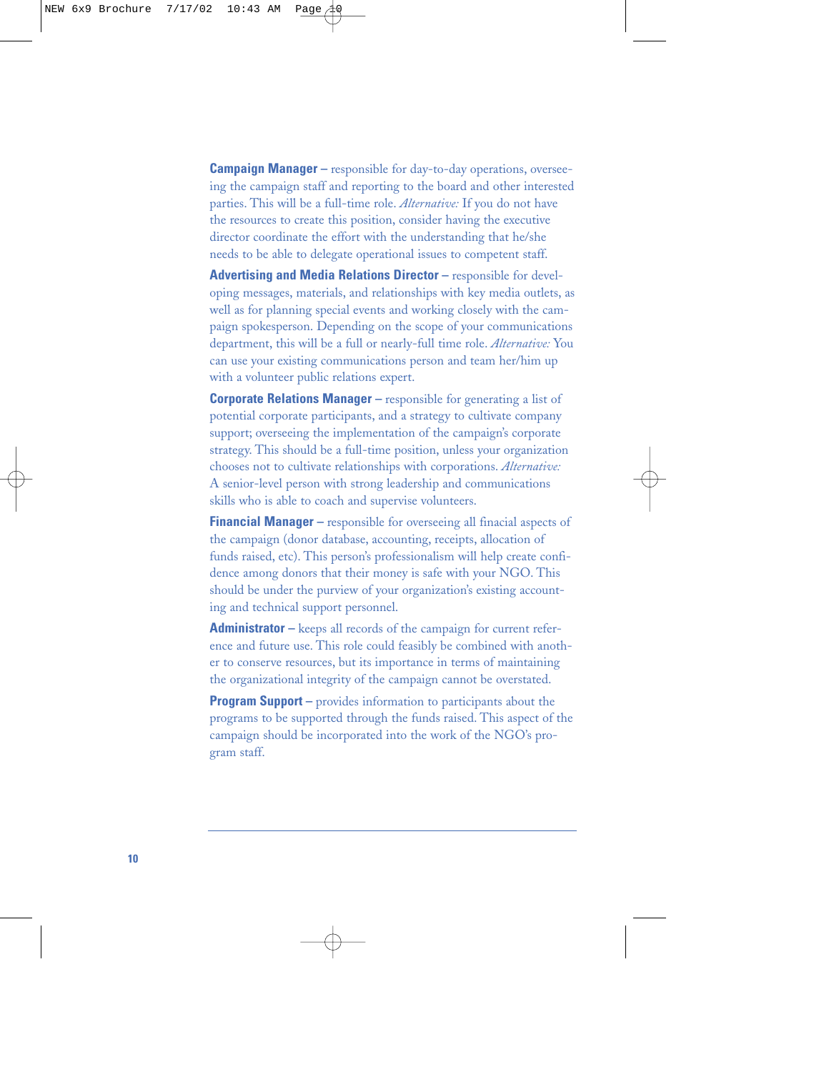**Campaign Manager –** responsible for day-to-day operations, overseeing the campaign staff and reporting to the board and other interested parties. This will be a full-time role. *Alternative:* If you do not have the resources to create this position, consider having the executive director coordinate the effort with the understanding that he/she needs to be able to delegate operational issues to competent staff.

**Advertising and Media Relations Director –** responsible for developing messages, materials, and relationships with key media outlets, as well as for planning special events and working closely with the campaign spokesperson. Depending on the scope of your communications department, this will be a full or nearly-full time role. *Alternative:* You can use your existing communications person and team her/him up with a volunteer public relations expert.

**Corporate Relations Manager –** responsible for generating a list of potential corporate participants, and a strategy to cultivate company support; overseeing the implementation of the campaign's corporate strategy. This should be a full-time position, unless your organization chooses not to cultivate relationships with corporations. *Alternative:* A senior-level person with strong leadership and communications skills who is able to coach and supervise volunteers.

**Financial Manager –** responsible for overseeing all finacial aspects of the campaign (donor database, accounting, receipts, allocation of funds raised, etc). This person's professionalism will help create confidence among donors that their money is safe with your NGO. This should be under the purview of your organization's existing accounting and technical support personnel.

**Administrator –** keeps all records of the campaign for current reference and future use. This role could feasibly be combined with another to conserve resources, but its importance in terms of maintaining the organizational integrity of the campaign cannot be overstated.

**Program Support –** provides information to participants about the programs to be supported through the funds raised. This aspect of the campaign should be incorporated into the work of the NGO's program staff.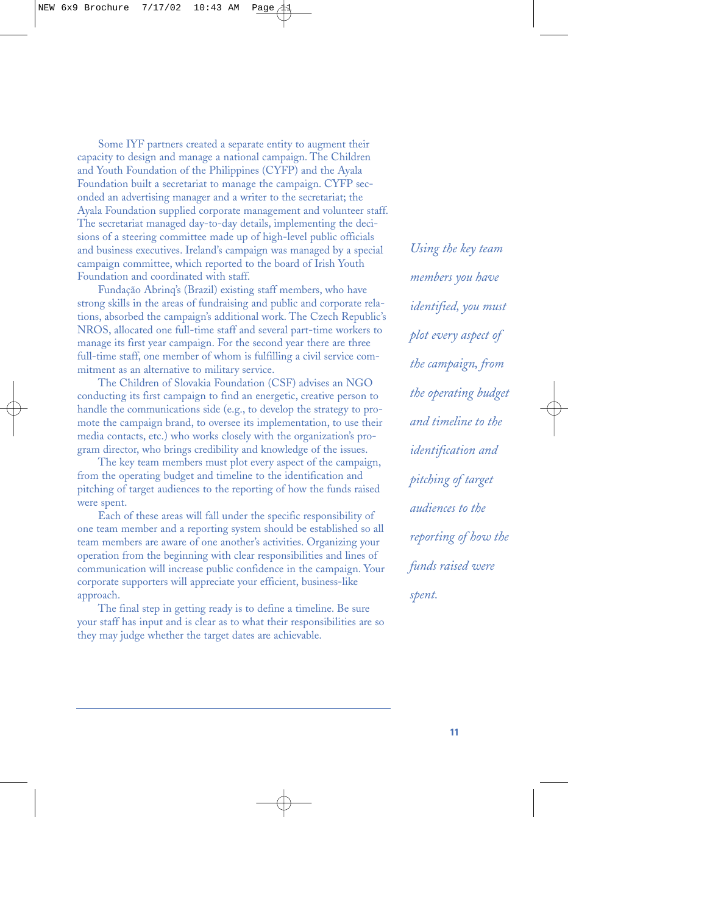Some IYF partners created a separate entity to augment their capacity to design and manage a national campaign. The Children and Youth Foundation of the Philippines (CYFP) and the Ayala Foundation built a secretariat to manage the campaign. CYFP seconded an advertising manager and a writer to the secretariat; the Ayala Foundation supplied corporate management and volunteer staff. The secretariat managed day-to-day details, implementing the decisions of a steering committee made up of high-level public officials and business executives. Ireland's campaign was managed by a special campaign committee, which reported to the board of Irish Youth Foundation and coordinated with staff.

Fundação Abrinq's (Brazil) existing staff members, who have strong skills in the areas of fundraising and public and corporate relations, absorbed the campaign's additional work. The Czech Republic's NROS, allocated one full-time staff and several part-time workers to manage its first year campaign. For the second year there are three full-time staff, one member of whom is fulfilling a civil service commitment as an alternative to military service.

The Children of Slovakia Foundation (CSF) advises an NGO conducting its first campaign to find an energetic, creative person to handle the communications side (e.g., to develop the strategy to promote the campaign brand, to oversee its implementation, to use their media contacts, etc.) who works closely with the organization's program director, who brings credibility and knowledge of the issues.

The key team members must plot every aspect of the campaign, from the operating budget and timeline to the identification and pitching of target audiences to the reporting of how the funds raised were spent.

Each of these areas will fall under the specific responsibility of one team member and a reporting system should be established so all team members are aware of one another's activities. Organizing your operation from the beginning with clear responsibilities and lines of communication will increase public confidence in the campaign. Your corporate supporters will appreciate your efficient, business-like approach.

The final step in getting ready is to define a timeline. Be sure your staff has input and is clear as to what their responsibilities are so they may judge whether the target dates are achievable.

*Using the key team members you have identified, you must plot every aspect of the campaign, from the operating budget and timeline to the identification and pitching of target audiences to the reporting of how the funds raised were spent.*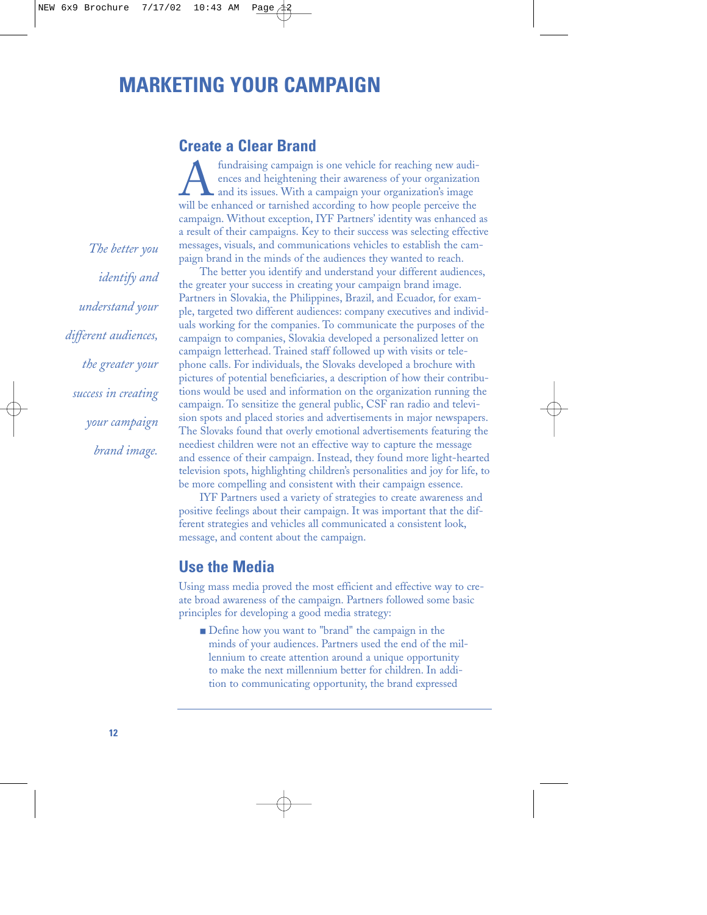# MARKETING YOUR CAMPAIGN

## Create a Clear Brand

A fundraising campaign is one vehicle for reaching new audiences and heightening their awareness of your organization and its issues. With a campaign your organization's image will be enhanced or tarnished according to how people perceive the campaign. Without exception, IYF Partners' identity was enhanced as a result of their campaigns. Key to their success was selecting effective messages, visuals, and communications vehicles to establish the campaign brand in the minds of the audiences they wanted to reach.

*The better you identify and understand your different audiences, the greater your success in creating your campaign brand image.*

The better you identify and understand your different audiences, the greater your success in creating your campaign brand image. Partners in Slovakia, the Philippines, Brazil, and Ecuador, for example, targeted two different audiences: company executives and individuals working for the companies. To communicate the purposes of the campaign to companies, Slovakia developed a personalized letter on campaign letterhead. Trained staff followed up with visits or telephone calls. For individuals, the Slovaks developed a brochure with pictures of potential beneficiaries, a description of how their contributions would be used and information on the organization running the campaign. To sensitize the general public, CSF ran radio and television spots and placed stories and advertisements in major newspapers. The Slovaks found that overly emotional advertisements featuring the neediest children were not an effective way to capture the message and essence of their campaign. Instead, they found more light-hearted television spots, highlighting children's personalities and joy for life, to be more compelling and consistent with their campaign essence.

IYF Partners used a variety of strategies to create awareness and positive feelings about their campaign. It was important that the different strategies and vehicles all communicated a consistent look, message, and content about the campaign.

## Use the Media

Using mass media proved the most efficient and effective way to create broad awareness of the campaign. Partners followed some basic principles for developing a good media strategy:

- Define how you want to "brand" the campaign in the minds of your audiences. Partners used the end of the millennium to create attention around a unique opportunity to make the next millennium better for children. In addition to communicating opportunity, the brand expressed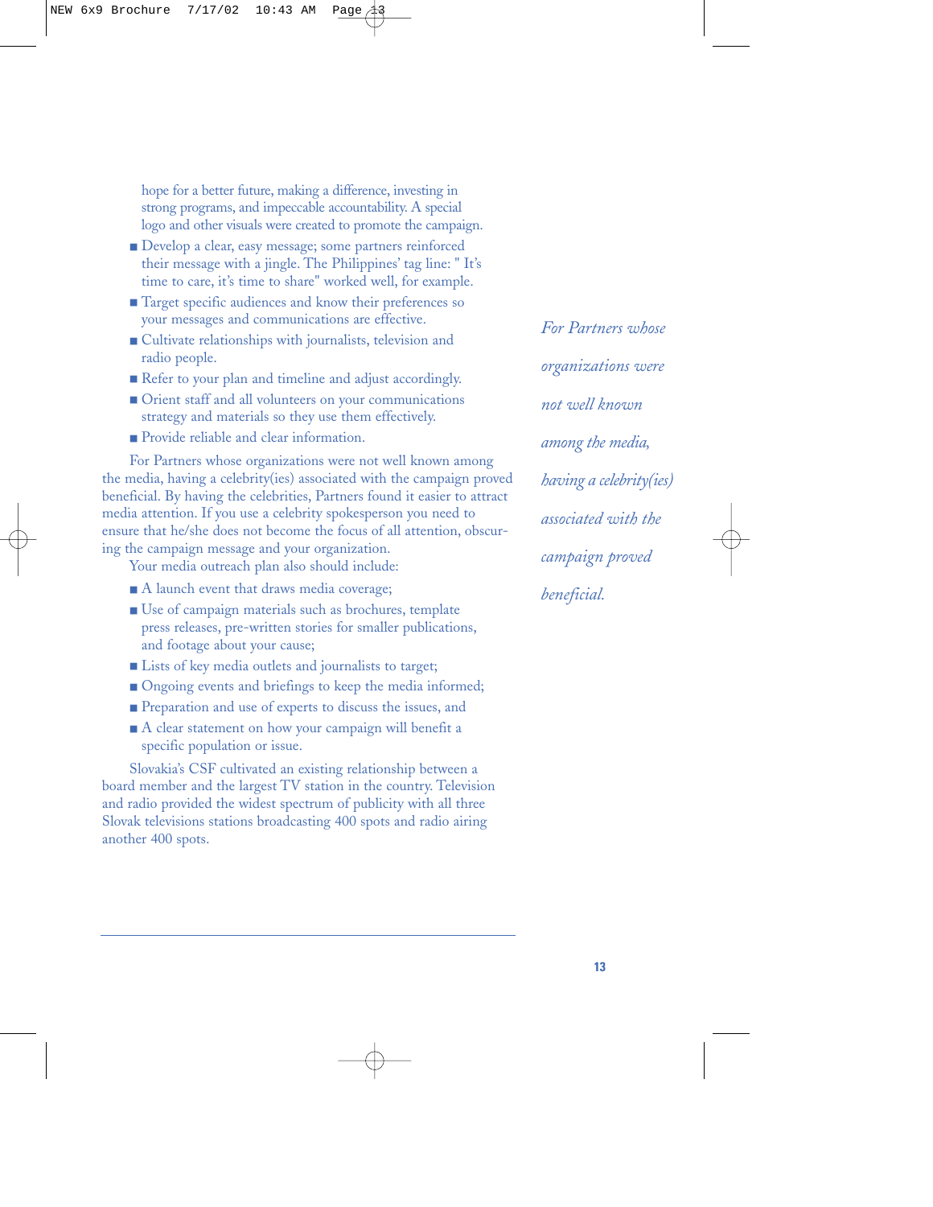hope for a better future, making a difference, investing in strong programs, and impeccable accountability. A special logo and other visuals were created to promote the campaign.

- Develop a clear, easy message; some partners reinforced their message with a jingle. The Philippines' tag line: " It's time to care, it's time to share" worked well, for example.
- Target specific audiences and know their preferences so your messages and communications are effective.
- Cultivate relationships with journalists, television and radio people.
- Refer to your plan and timeline and adjust accordingly.
- Orient staff and all volunteers on your communications strategy and materials so they use them effectively.
- Provide reliable and clear information.

For Partners whose organizations were not well known among the media, having a celebrity(ies) associated with the campaign proved beneficial. By having the celebrities, Partners found it easier to attract media attention. If you use a celebrity spokesperson you need to ensure that he/she does not become the focus of all attention, obscuring the campaign message and your organization.

Your media outreach plan also should include:

- A launch event that draws media coverage;
- Use of campaign materials such as brochures, template press releases, pre-written stories for smaller publications, and footage about your cause;
- Lists of key media outlets and journalists to target;
- Ongoing events and briefings to keep the media informed;
- Preparation and use of experts to discuss the issues, and
- A clear statement on how your campaign will benefit a specific population or issue.

Slovakia's CSF cultivated an existing relationship between a board member and the largest TV station in the country. Television and radio provided the widest spectrum of publicity with all three Slovak televisions stations broadcasting 400 spots and radio airing another 400 spots.

*For Partners whose organizations were not well known among the media, having a celebrity(ies) associated with the campaign proved beneficial.*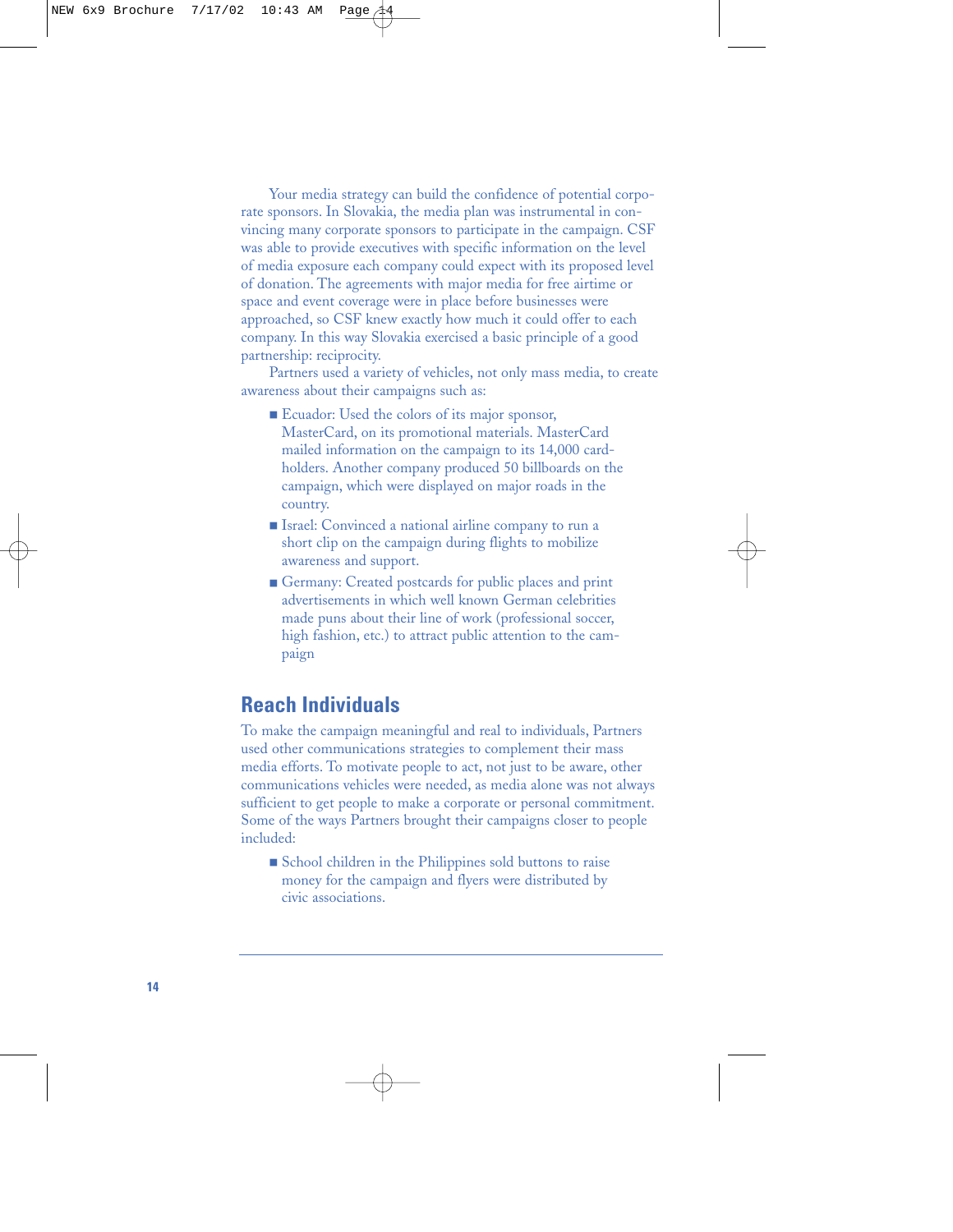Your media strategy can build the confidence of potential corporate sponsors. In Slovakia, the media plan was instrumental in convincing many corporate sponsors to participate in the campaign. CSF was able to provide executives with specific information on the level of media exposure each company could expect with its proposed level of donation. The agreements with major media for free airtime or space and event coverage were in place before businesses were approached, so CSF knew exactly how much it could offer to each company. In this way Slovakia exercised a basic principle of a good partnership: reciprocity.

Partners used a variety of vehicles, not only mass media, to create awareness about their campaigns such as:

- Ecuador: Used the colors of its major sponsor, MasterCard, on its promotional materials. MasterCard mailed information on the campaign to its 14,000 cardholders. Another company produced 50 billboards on the campaign, which were displayed on major roads in the country.
- Israel: Convinced a national airline company to run a short clip on the campaign during flights to mobilize awareness and support.
- Germany: Created postcards for public places and print advertisements in which well known German celebrities made puns about their line of work (professional soccer, high fashion, etc.) to attract public attention to the campaign

## Reach Individuals

To make the campaign meaningful and real to individuals, Partners used other communications strategies to complement their mass media efforts. To motivate people to act, not just to be aware, other communications vehicles were needed, as media alone was not always sufficient to get people to make a corporate or personal commitment. Some of the ways Partners brought their campaigns closer to people included:

- School children in the Philippines sold buttons to raise money for the campaign and flyers were distributed by civic associations.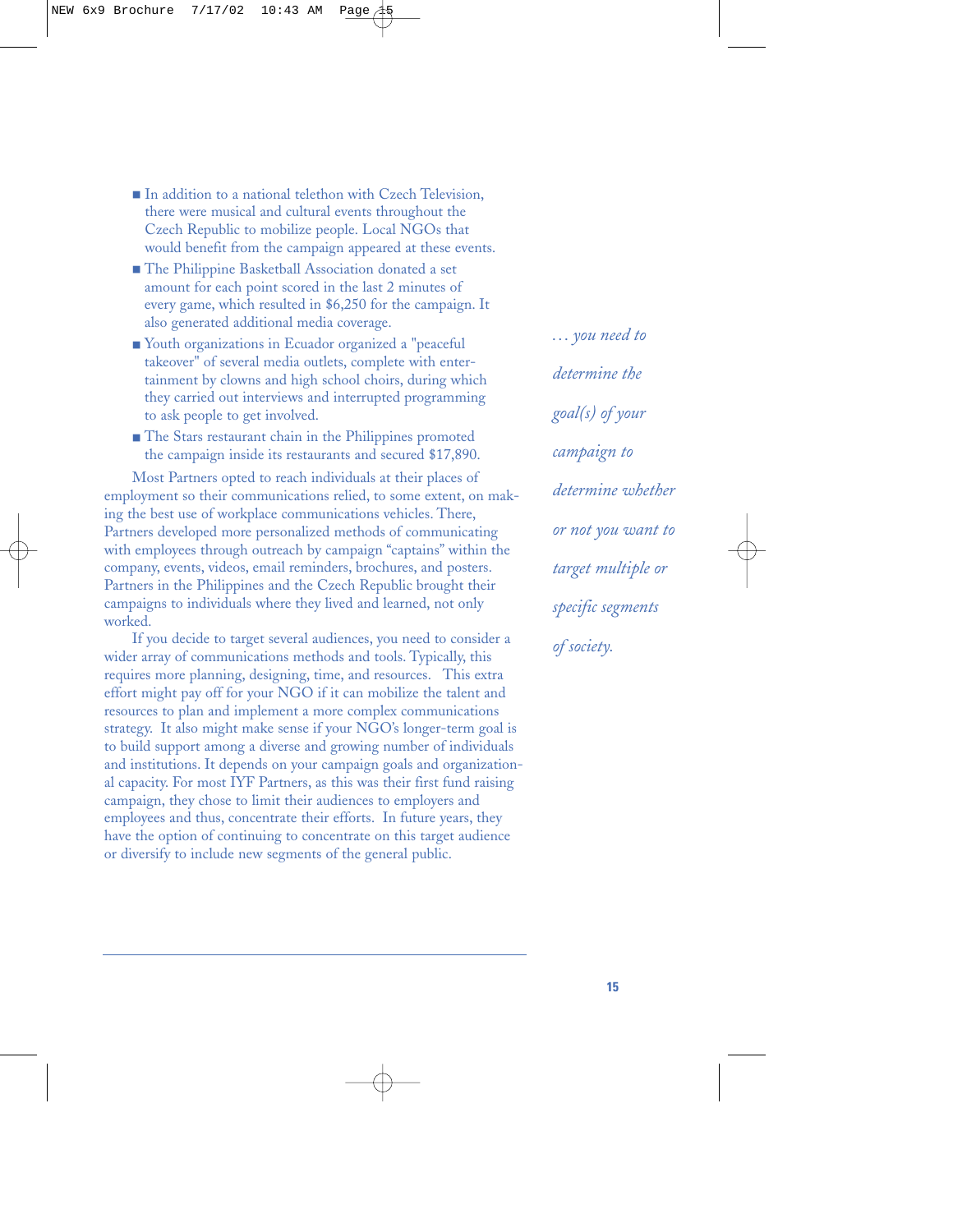- In addition to a national telethon with Czech Television, there were musical and cultural events throughout the Czech Republic to mobilize people. Local NGOs that would benefit from the campaign appeared at these events.
- The Philippine Basketball Association donated a set amount for each point scored in the last 2 minutes of every game, which resulted in $6,250 for the campaign. It also generated additional media coverage.
- Youth organizations in Ecuador organized a "peaceful takeover" of several media outlets, complete with entertainment by clowns and high school choirs, during which they carried out interviews and interrupted programming to ask people to get involved.
- The Stars restaurant chain in the Philippines promoted the campaign inside its restaurants and secured $17,890.

Most Partners opted to reach individuals at their places of employment so their communications relied, to some extent, on making the best use of workplace communications vehicles. There, Partners developed more personalized methods of communicating with employees through outreach by campaign "captains" within the company, events, videos, email reminders, brochures, and posters. Partners in the Philippines and the Czech Republic brought their campaigns to individuals where they lived and learned, not only worked.

If you decide to target several audiences, you need to consider a wider array of communications methods and tools. Typically, this requires more planning, designing, time, and resources. This extra effort might pay off for your NGO if it can mobilize the talent and resources to plan and implement a more complex communications strategy. It also might make sense if your NGO's longer-term goal is to build support among a diverse and growing number of individuals and institutions. It depends on your campaign goals and organizational capacity. For most IYF Partners, as this was their first fund raising campaign, they chose to limit their audiences to employers and employees and thus, concentrate their efforts. In future years, they have the option of continuing to concentrate on this target audience or diversify to include new segments of the general public.

*… you need to determine the goal(s) of your campaign to determine whether or not you want to target multiple or specific segments of society.*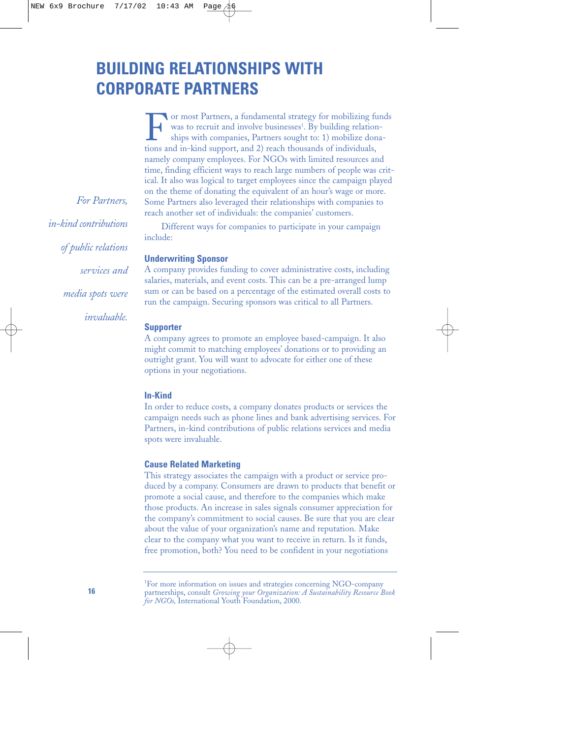# BUILDING RELATIONSHIPS WITH CORPORATE PARTNERS

For most Partners, a fundamental strategy for mobilizing funds was to recruit and involve businesses[1]. By building relationships with companies, Partners sought to: 1) mobilize donations and in-kind support, and 2) reach thousands of individuals, namely company employees. For NGOs with limited resources and time, finding efficient ways to reach large numbers of people was critical. It also was logical to target employees since the campaign played on the theme of donating the equivalent of an hour's wage or more. Some Partners also leveraged their relationships with companies to reach another set of individuals: the companies' customers.

*For Partners, in-kind contributions of public relations services and media spots were invaluable.*

Different ways for companies to participate in your campaign include:

### Underwriting Sponsor

A company provides funding to cover administrative costs, including salaries, materials, and event costs. This can be a pre-arranged lump sum or can be based on a percentage of the estimated overall costs to run the campaign. Securing sponsors was critical to all Partners.

### Supporter

A company agrees to promote an employee based-campaign. It also might commit to matching employees' donations or to providing an outright grant. You will want to advocate for either one of these options in your negotiations.

### In-Kind

In order to reduce costs, a company donates products or services the campaign needs such as phone lines and bank advertising services. For Partners, in-kind contributions of public relations services and media spots were invaluable.

### Cause Related Marketing

This strategy associates the campaign with a product or service produced by a company. Consumers are drawn to products that benefit or promote a social cause, and therefore to the companies which make those products. An increase in sales signals consumer appreciation for the company's commitment to social causes. Be sure that you are clear about the value of your organization's name and reputation. Make clear to the company what you want to receive in return. Is it funds, free promotion, both? You need to be confident in your negotiations

---

[1]For more information on issues and strategies concerning NGO-company partnerships, consult *Growing your Organization: A Sustainability Resource Book for NGOs,* International Youth Foundation, 2000.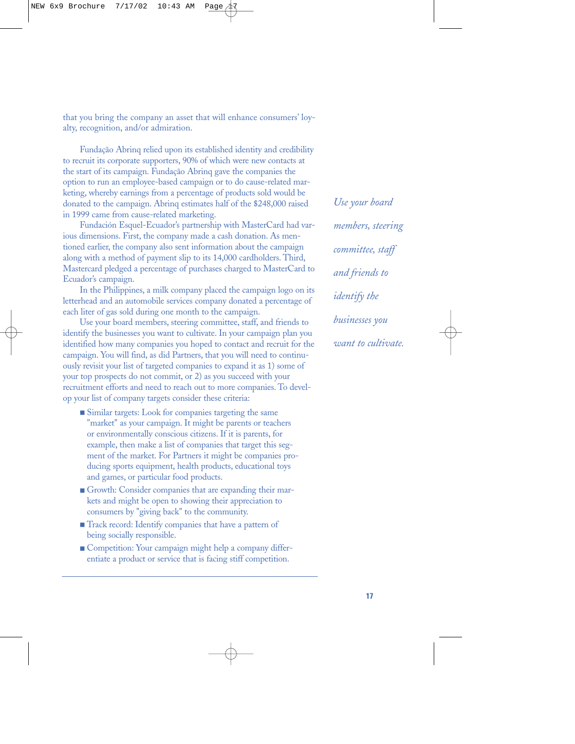that you bring the company an asset that will enhance consumers' loyalty, recognition, and/or admiration.

Fundação Abrinq relied upon its established identity and credibility to recruit its corporate supporters, 90% of which were new contacts at the start of its campaign. Fundação Abrinq gave the companies the option to run an employee-based campaign or to do cause-related marketing, whereby earnings from a percentage of products sold would be donated to the campaign. Abrinq estimates half of the $248,000 raised in 1999 came from cause-related marketing.

Fundación Esquel-Ecuador's partnership with MasterCard had various dimensions. First, the company made a cash donation. As mentioned earlier, the company also sent information about the campaign along with a method of payment slip to its 14,000 cardholders. Third, Mastercard pledged a percentage of purchases charged to MasterCard to Ecuador's campaign.

In the Philippines, a milk company placed the campaign logo on its letterhead and an automobile services company donated a percentage of each liter of gas sold during one month to the campaign.

*Use your board members, steering committee, staff and friends to identify the businesses you want to cultivate.*

Use your board members, steering committee, staff, and friends to identify the businesses you want to cultivate. In your campaign plan you identified how many companies you hoped to contact and recruit for the campaign. You will find, as did Partners, that you will need to continuously revisit your list of targeted companies to expand it as 1) some of your top prospects do not commit, or 2) as you succeed with your recruitment efforts and need to reach out to more companies. To develop your list of company targets consider these criteria:

- Similar targets: Look for companies targeting the same "market" as your campaign. It might be parents or teachers or environmentally conscious citizens. If it is parents, for example, then make a list of companies that target this segment of the market. For Partners it might be companies producing sports equipment, health products, educational toys and games, or particular food products.
- Growth: Consider companies that are expanding their markets and might be open to showing their appreciation to consumers by "giving back" to the community.
- Track record: Identify companies that have a pattern of being socially responsible.
- Competition: Your campaign might help a company differentiate a product or service that is facing stiff competition.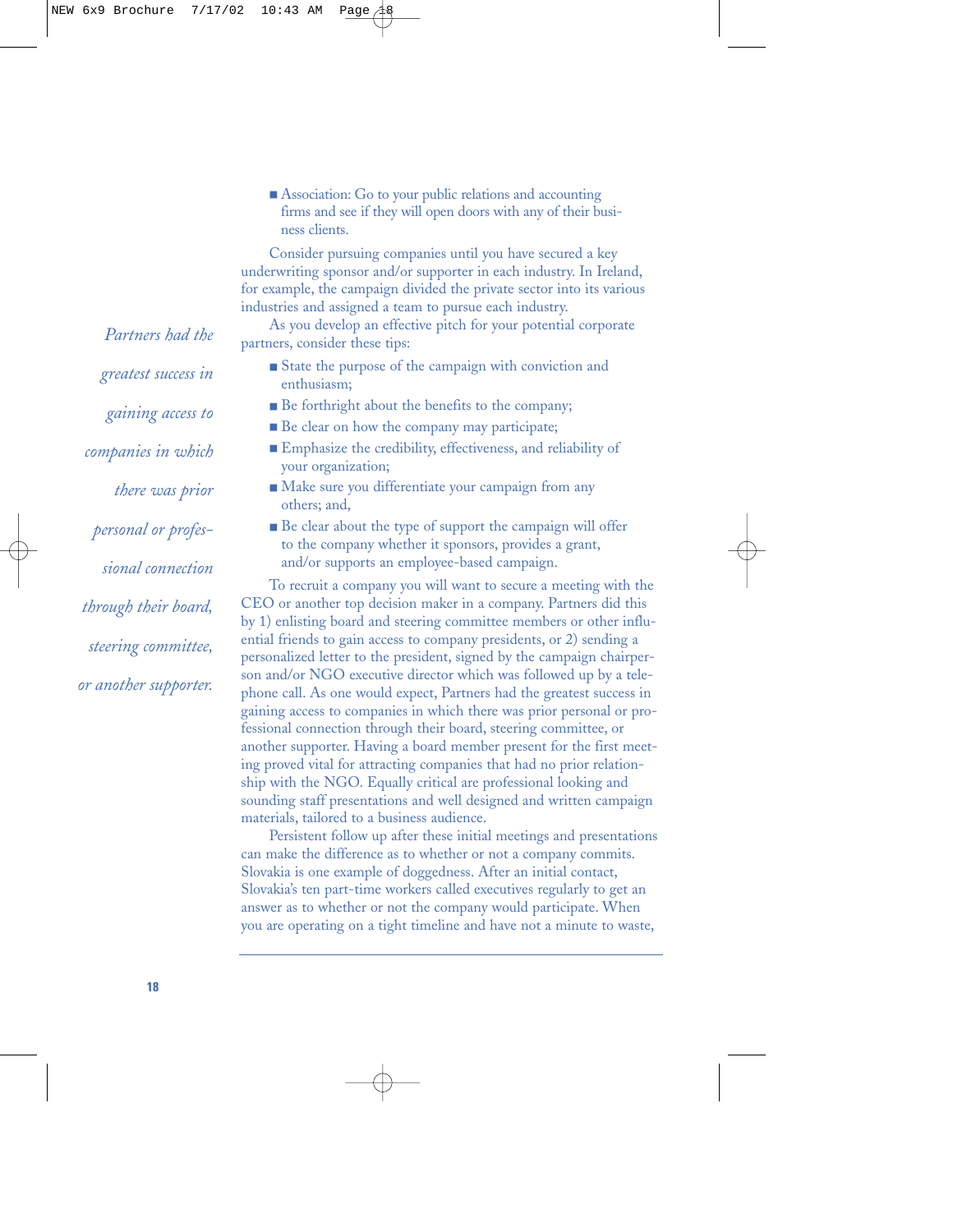- Association: Go to your public relations and accounting firms and see if they will open doors with any of their business clients.

Consider pursuing companies until you have secured a key underwriting sponsor and/or supporter in each industry. In Ireland, for example, the campaign divided the private sector into its various industries and assigned a team to pursue each industry.

*Partners had the greatest success in gaining access to companies in which there was prior personal or professional connection through their board, steering committee, or another supporter.*

As you develop an effective pitch for your potential corporate partners, consider these tips:

- State the purpose of the campaign with conviction and enthusiasm;
- Be forthright about the benefits to the company;
- Be clear on how the company may participate;
- Emphasize the credibility, effectiveness, and reliability of your organization;
- Make sure you differentiate your campaign from any others; and,
- Be clear about the type of support the campaign will offer to the company whether it sponsors, provides a grant, and/or supports an employee-based campaign.

To recruit a company you will want to secure a meeting with the CEO or another top decision maker in a company. Partners did this by 1) enlisting board and steering committee members or other influential friends to gain access to company presidents, or 2) sending a personalized letter to the president, signed by the campaign chairperson and/or NGO executive director which was followed up by a telephone call. As one would expect, Partners had the greatest success in gaining access to companies in which there was prior personal or professional connection through their board, steering committee, or another supporter. Having a board member present for the first meeting proved vital for attracting companies that had no prior relationship with the NGO. Equally critical are professional looking and sounding staff presentations and well designed and written campaign materials, tailored to a business audience.

Persistent follow up after these initial meetings and presentations can make the difference as to whether or not a company commits. Slovakia is one example of doggedness. After an initial contact, Slovakia's ten part-time workers called executives regularly to get an answer as to whether or not the company would participate. When you are operating on a tight timeline and have not a minute to waste,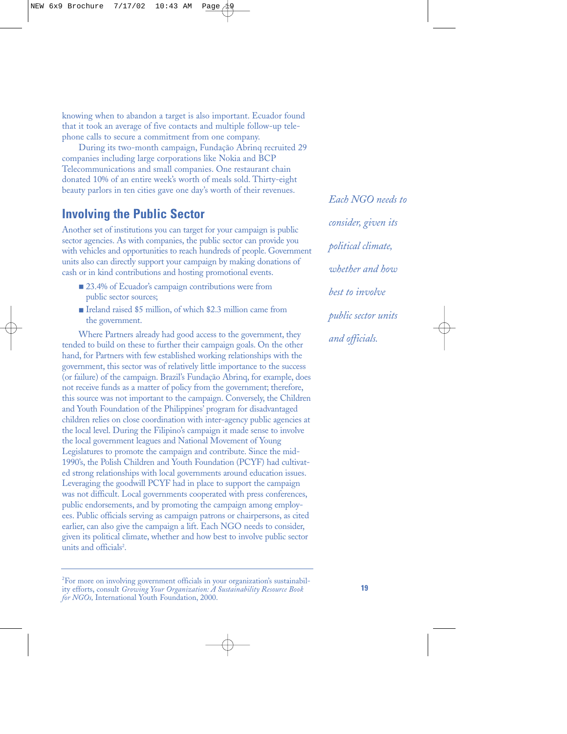knowing when to abandon a target is also important. Ecuador found that it took an average of five contacts and multiple follow-up telephone calls to secure a commitment from one company.

During its two-month campaign, Fundação Abrinq recruited 29 companies including large corporations like Nokia and BCP Telecommunications and small companies. One restaurant chain donated 10% of an entire week's worth of meals sold. Thirty-eight beauty parlors in ten cities gave one day's worth of their revenues.

## Involving the Public Sector

Another set of institutions you can target for your campaign is public sector agencies. As with companies, the public sector can provide you with vehicles and opportunities to reach hundreds of people. Government units also can directly support your campaign by making donations of cash or in kind contributions and hosting promotional events.

- 23.4% of Ecuador's campaign contributions were from public sector sources;
- Ireland raised $5 million, of which $2.3 million came from the government.

Where Partners already had good access to the government, they tended to build on these to further their campaign goals. On the other hand, for Partners with few established working relationships with the government, this sector was of relatively little importance to the success (or failure) of the campaign. Brazil's Fundação Abrinq, for example, does not receive funds as a matter of policy from the government; therefore, this source was not important to the campaign. Conversely, the Children and Youth Foundation of the Philippines' program for disadvantaged children relies on close coordination with inter-agency public agencies at the local level. During the Filipino's campaign it made sense to involve the local government leagues and National Movement of Young Legislatures to promote the campaign and contribute. Since the mid-1990's, the Polish Children and Youth Foundation (PCYF) had cultivated strong relationships with local governments around education issues. Leveraging the goodwill PCYF had in place to support the campaign was not difficult. Local governments cooperated with press conferences, public endorsements, and by promoting the campaign among employees. Public officials serving as campaign patrons or chairpersons, as cited earlier, can also give the campaign a lift. Each NGO needs to consider, given its political climate, whether and how best to involve public sector units and officials[2].

*Each NGO needs to consider, given its political climate, whether and how best to involve public sector units and officials.*

---

[2]For more on involving government officials in your organization's sustainability efforts, consult *Growing Your Organization: A Sustainability Resource Book for NGOs,* International Youth Foundation, 2000.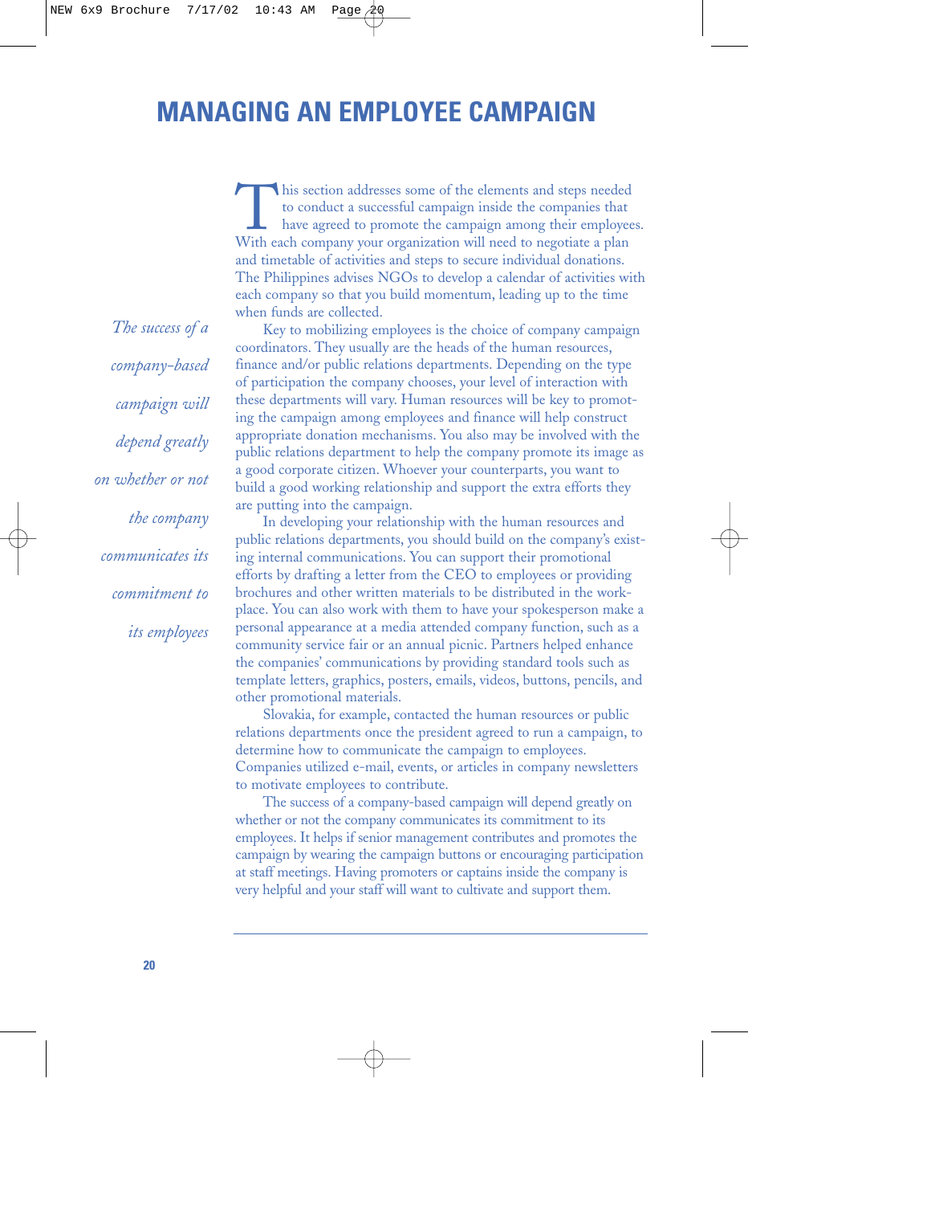# MANAGING AN EMPLOYEE CAMPAIGN

This section addresses some of the elements and steps needed to conduct a successful campaign inside the companies that have agreed to promote the campaign among their employees. With each company your organization will need to negotiate a plan and timetable of activities and steps to secure individual donations. The Philippines advises NGOs to develop a calendar of activities with each company so that you build momentum, leading up to the time when funds are collected.

*The success of a company-based campaign will depend greatly on whether or not the company communicates its commitment to its employees*

Key to mobilizing employees is the choice of company campaign coordinators. They usually are the heads of the human resources, finance and/or public relations departments. Depending on the type of participation the company chooses, your level of interaction with these departments will vary. Human resources will be key to promoting the campaign among employees and finance will help construct appropriate donation mechanisms. You also may be involved with the public relations department to help the company promote its image as a good corporate citizen. Whoever your counterparts, you want to build a good working relationship and support the extra efforts they are putting into the campaign.

In developing your relationship with the human resources and public relations departments, you should build on the company's existing internal communications. You can support their promotional efforts by drafting a letter from the CEO to employees or providing brochures and other written materials to be distributed in the workplace. You can also work with them to have your spokesperson make a personal appearance at a media attended company function, such as a community service fair or an annual picnic. Partners helped enhance the companies' communications by providing standard tools such as template letters, graphics, posters, emails, videos, buttons, pencils, and other promotional materials.

Slovakia, for example, contacted the human resources or public relations departments once the president agreed to run a campaign, to determine how to communicate the campaign to employees. Companies utilized e-mail, events, or articles in company newsletters to motivate employees to contribute.

The success of a company-based campaign will depend greatly on whether or not the company communicates its commitment to its employees. It helps if senior management contributes and promotes the campaign by wearing the campaign buttons or encouraging participation at staff meetings. Having promoters or captains inside the company is very helpful and your staff will want to cultivate and support them.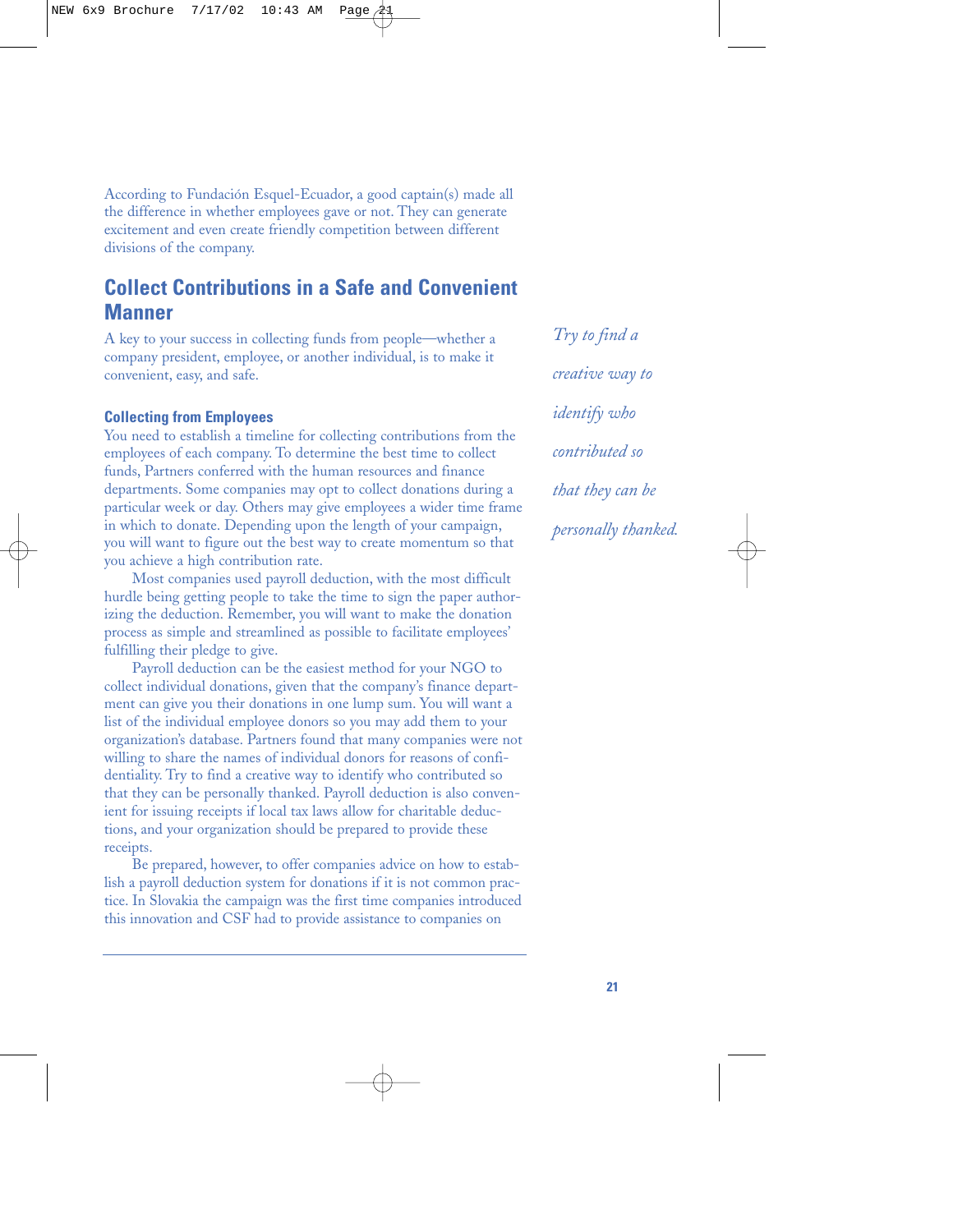According to Fundación Esquel-Ecuador, a good captain(s) made all the difference in whether employees gave or not. They can generate excitement and even create friendly competition between different divisions of the company.

## Collect Contributions in a Safe and Convenient Manner

A key to your success in collecting funds from people—whether a company president, employee, or another individual, is to make it convenient, easy, and safe.

### Collecting from Employees

You need to establish a timeline for collecting contributions from the employees of each company. To determine the best time to collect funds, Partners conferred with the human resources and finance departments. Some companies may opt to collect donations during a particular week or day. Others may give employees a wider time frame in which to donate. Depending upon the length of your campaign, you will want to figure out the best way to create momentum so that you achieve a high contribution rate.

Most companies used payroll deduction, with the most difficult hurdle being getting people to take the time to sign the paper authorizing the deduction. Remember, you will want to make the donation process as simple and streamlined as possible to facilitate employees' fulfilling their pledge to give.

Payroll deduction can be the easiest method for your NGO to collect individual donations, given that the company's finance department can give you their donations in one lump sum. You will want a list of the individual employee donors so you may add them to your organization's database. Partners found that many companies were not willing to share the names of individual donors for reasons of confidentiality. Try to find a creative way to identify who contributed so that they can be personally thanked. Payroll deduction is also convenient for issuing receipts if local tax laws allow for charitable deductions, and your organization should be prepared to provide these receipts.

*Try to find a creative way to identify who contributed so that they can be personally thanked.*

Be prepared, however, to offer companies advice on how to establish a payroll deduction system for donations if it is not common practice. In Slovakia the campaign was the first time companies introduced this innovation and CSF had to provide assistance to companies on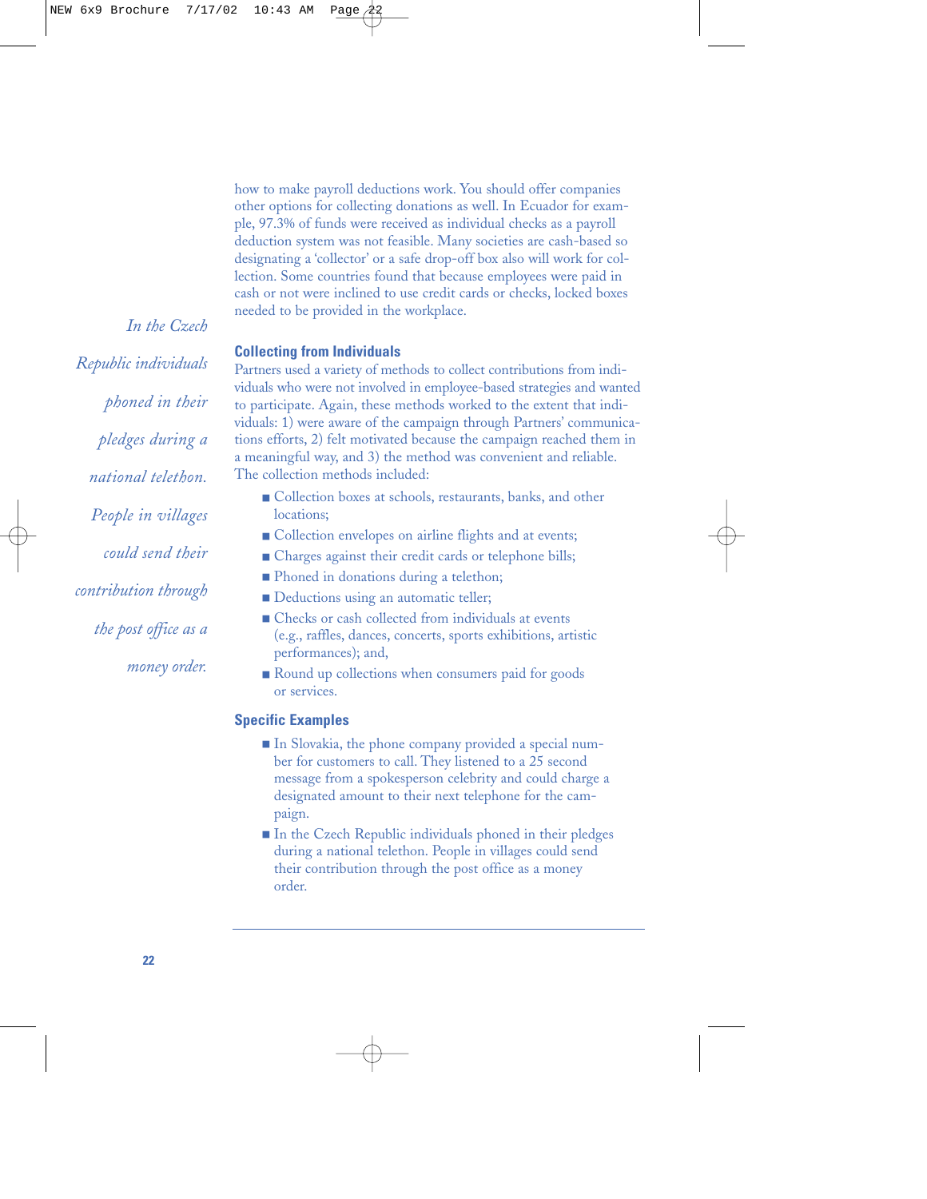how to make payroll deductions work. You should offer companies other options for collecting donations as well. In Ecuador for example, 97.3% of funds were received as individual checks as a payroll deduction system was not feasible. Many societies are cash-based so designating a 'collector' or a safe drop-off box also will work for collection. Some countries found that because employees were paid in cash or not were inclined to use credit cards or checks, locked boxes needed to be provided in the workplace.

*In the Czech Republic individuals phoned in their pledges during a national telethon. People in villages could send their contribution through the post office as a money order.*

## Collecting from Individuals

Partners used a variety of methods to collect contributions from individuals who were not involved in employee-based strategies and wanted to participate. Again, these methods worked to the extent that individuals: 1) were aware of the campaign through Partners' communications efforts, 2) felt motivated because the campaign reached them in a meaningful way, and 3) the method was convenient and reliable. The collection methods included:

- Collection boxes at schools, restaurants, banks, and other locations;
- Collection envelopes on airline flights and at events;
- Charges against their credit cards or telephone bills;
- Phoned in donations during a telethon;
- Deductions using an automatic teller;
- Checks or cash collected from individuals at events (e.g., raffles, dances, concerts, sports exhibitions, artistic performances); and,
- Round up collections when consumers paid for goods or services.

## Specific Examples

- In Slovakia, the phone company provided a special number for customers to call. They listened to a 25 second message from a spokesperson celebrity and could charge a designated amount to their next telephone for the campaign.
- In the Czech Republic individuals phoned in their pledges during a national telethon. People in villages could send their contribution through the post office as a money order.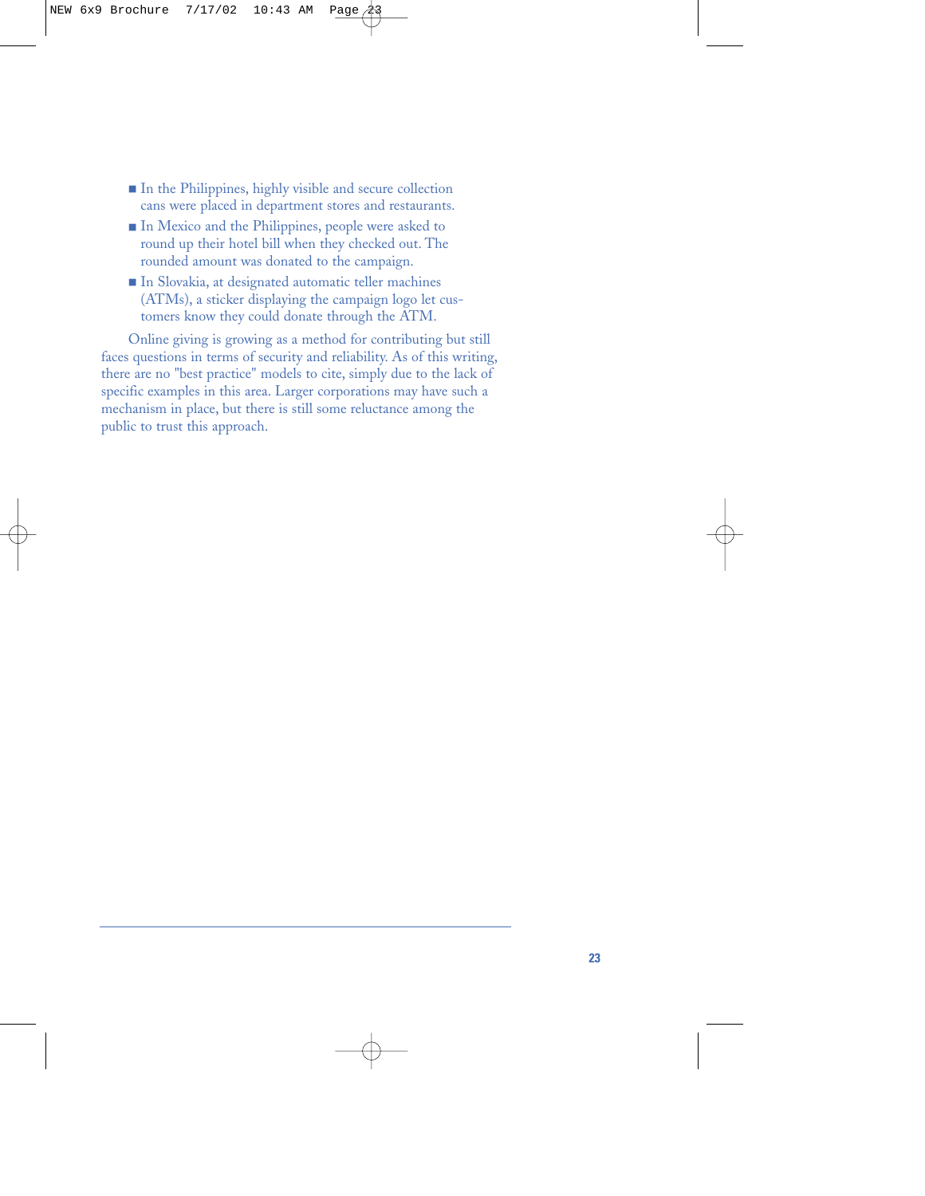- In the Philippines, highly visible and secure collection cans were placed in department stores and restaurants.
- In Mexico and the Philippines, people were asked to round up their hotel bill when they checked out. The rounded amount was donated to the campaign.
- In Slovakia, at designated automatic teller machines (ATMs), a sticker displaying the campaign logo let customers know they could donate through the ATM.

Online giving is growing as a method for contributing but still faces questions in terms of security and reliability. As of this writing, there are no "best practice" models to cite, simply due to the lack of specific examples in this area. Larger corporations may have such a mechanism in place, but there is still some reluctance among the public to trust this approach.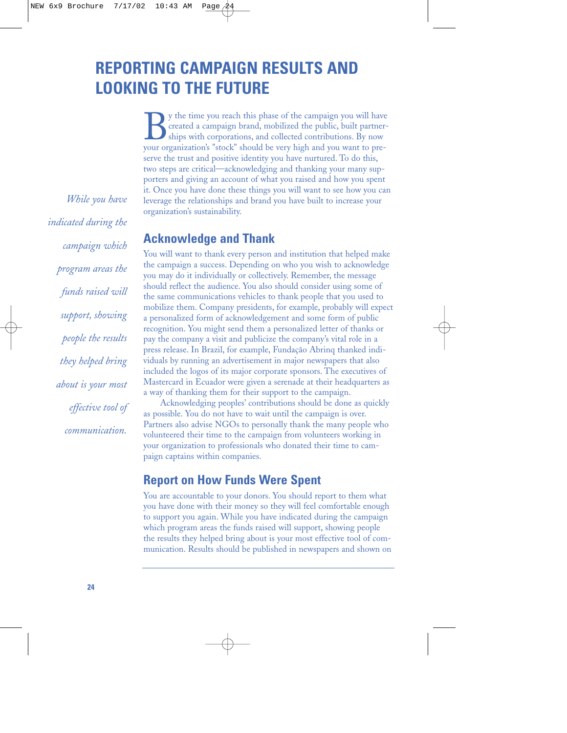# REPORTING CAMPAIGN RESULTS AND LOOKING TO THE FUTURE

By the time you reach this phase of the campaign you will have created a campaign brand, mobilized the public, built partnerships with corporations, and collected contributions. By now your organization's "stock" should be very high and you want to preserve the trust and positive identity you have nurtured. To do this, two steps are critical—acknowledging and thanking your many supporters and giving an account of what you raised and how you spent it. Once you have done these things you will want to see how you can leverage the relationships and brand you have built to increase your organization's sustainability.

*While you have indicated during the campaign which program areas the funds raised will support, showing people the results they helped bring about is your most effective tool of communication.*

## Acknowledge and Thank

You will want to thank every person and institution that helped make the campaign a success. Depending on who you wish to acknowledge you may do it individually or collectively. Remember, the message should reflect the audience. You also should consider using some of the same communications vehicles to thank people that you used to mobilize them. Company presidents, for example, probably will expect a personalized form of acknowledgement and some form of public recognition. You might send them a personalized letter of thanks or pay the company a visit and publicize the company's vital role in a press release. In Brazil, for example, Fundação Abrinq thanked individuals by running an advertisement in major newspapers that also included the logos of its major corporate sponsors. The executives of Mastercard in Ecuador were given a serenade at their headquarters as a way of thanking them for their support to the campaign.

Acknowledging peoples' contributions should be done as quickly as possible. You do not have to wait until the campaign is over. Partners also advise NGOs to personally thank the many people who volunteered their time to the campaign from volunteers working in your organization to professionals who donated their time to campaign captains within companies.

## Report on How Funds Were Spent

You are accountable to your donors. You should report to them what you have done with their money so they will feel comfortable enough to support you again. While you have indicated during the campaign which program areas the funds raised will support, showing people the results they helped bring about is your most effective tool of communication. Results should be published in newspapers and shown on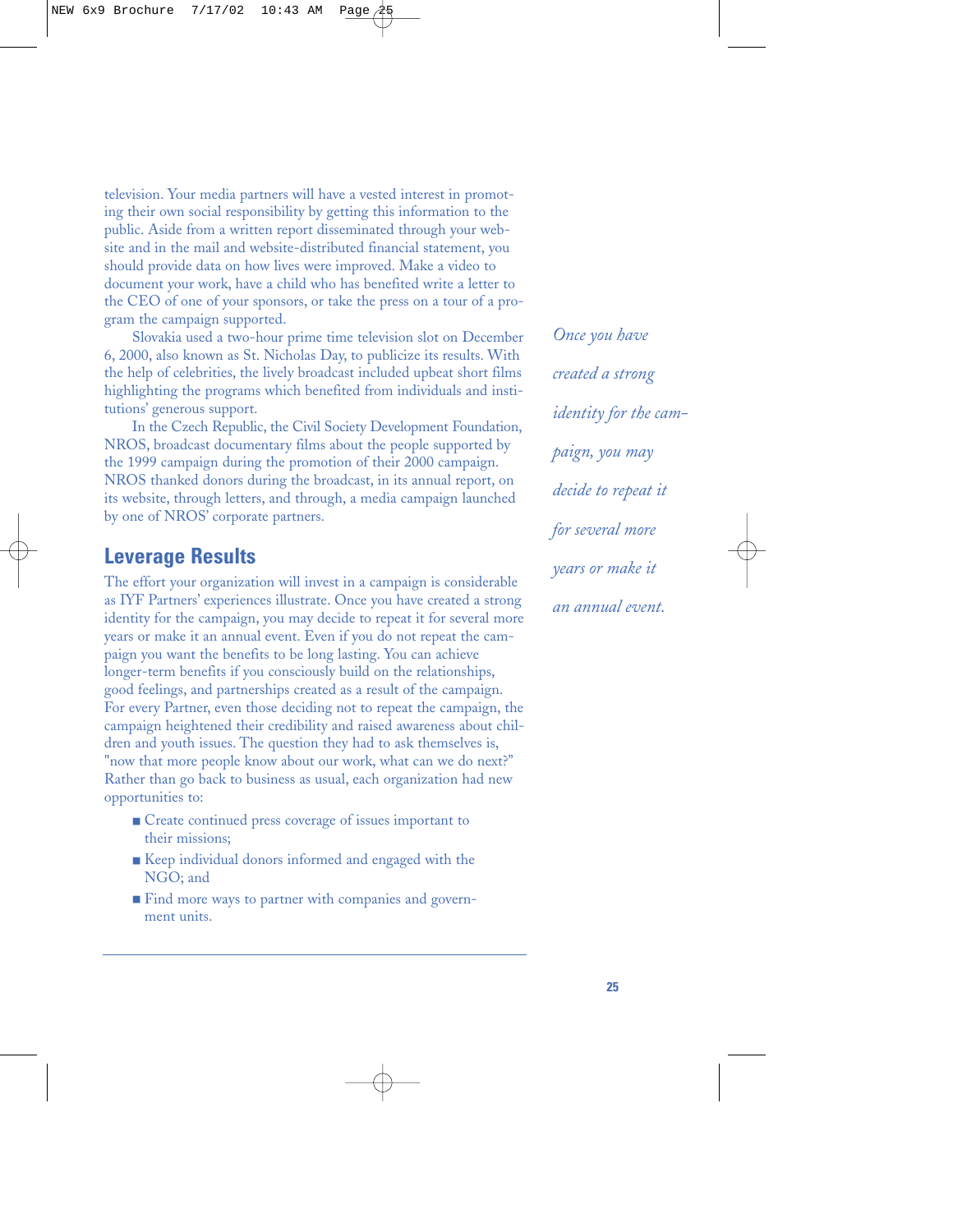television. Your media partners will have a vested interest in promoting their own social responsibility by getting this information to the public. Aside from a written report disseminated through your website and in the mail and website-distributed financial statement, you should provide data on how lives were improved. Make a video to document your work, have a child who has benefited write a letter to the CEO of one of your sponsors, or take the press on a tour of a program the campaign supported.

Slovakia used a two-hour prime time television slot on December 6, 2000, also known as St. Nicholas Day, to publicize its results. With the help of celebrities, the lively broadcast included upbeat short films highlighting the programs which benefited from individuals and institutions' generous support.

In the Czech Republic, the Civil Society Development Foundation, NROS, broadcast documentary films about the people supported by the 1999 campaign during the promotion of their 2000 campaign. NROS thanked donors during the broadcast, in its annual report, on its website, through letters, and through, a media campaign launched by one of NROS' corporate partners.

## Leverage Results

The effort your organization will invest in a campaign is considerable as IYF Partners' experiences illustrate. Once you have created a strong identity for the campaign, you may decide to repeat it for several more years or make it an annual event. Even if you do not repeat the campaign you want the benefits to be long lasting. You can achieve longer-term benefits if you consciously build on the relationships, good feelings, and partnerships created as a result of the campaign. For every Partner, even those deciding not to repeat the campaign, the campaign heightened their credibility and raised awareness about children and youth issues. The question they had to ask themselves is, "now that more people know about our work, what can we do next?" Rather than go back to business as usual, each organization had new opportunities to:

- Create continued press coverage of issues important to their missions;
- Keep individual donors informed and engaged with the NGO; and
- Find more ways to partner with companies and government units.

*Once you have created a strong identity for the campaign, you may decide to repeat it for several more years or make it an annual event.*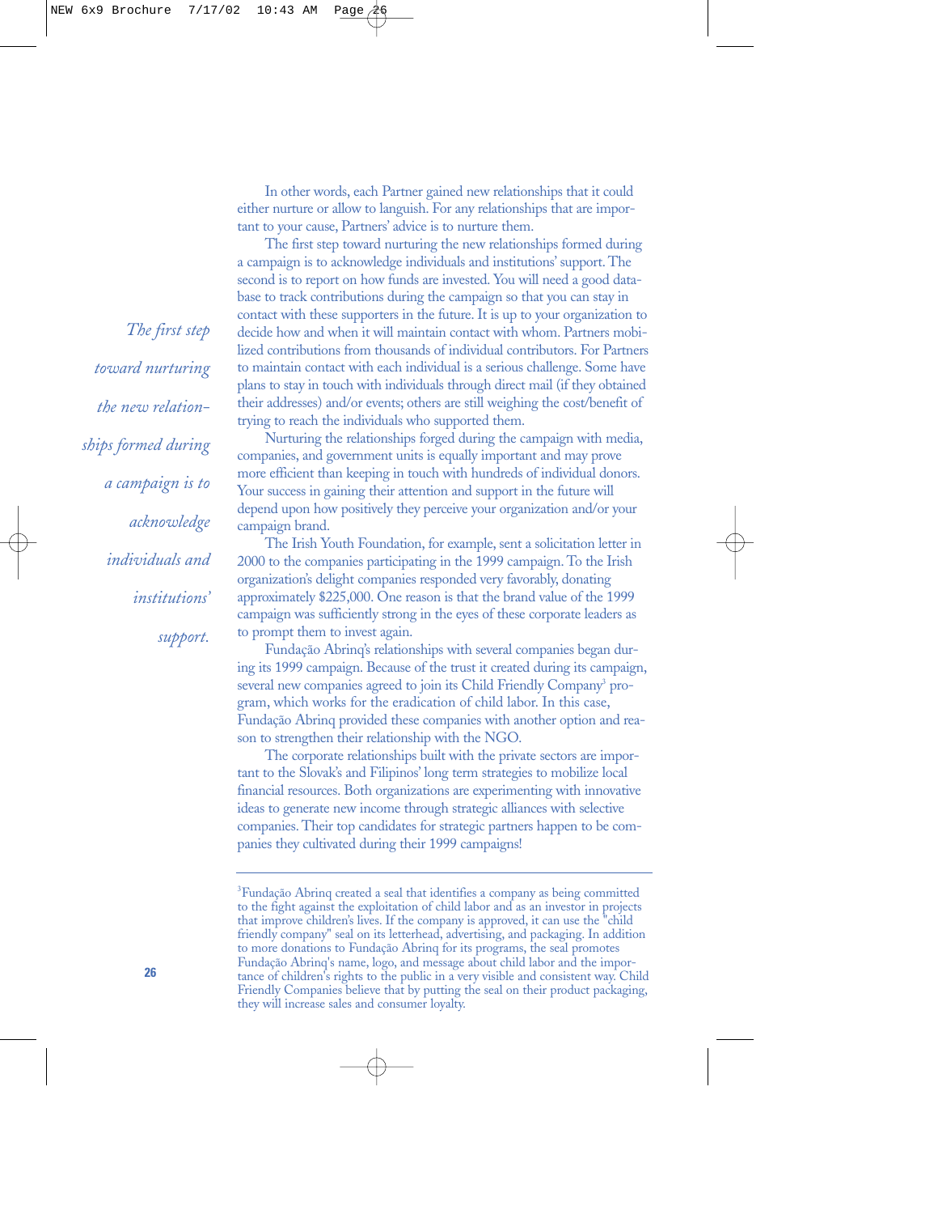In other words, each Partner gained new relationships that it could either nurture or allow to languish. For any relationships that are important to your cause, Partners' advice is to nurture them.

The first step toward nurturing the new relationships formed during a campaign is to acknowledge individuals and institutions' support. The second is to report on how funds are invested. You will need a good database to track contributions during the campaign so that you can stay in contact with these supporters in the future. It is up to your organization to decide how and when it will maintain contact with whom. Partners mobilized contributions from thousands of individual contributors. For Partners to maintain contact with each individual is a serious challenge. Some have plans to stay in touch with individuals through direct mail (if they obtained their addresses) and/or events; others are still weighing the cost/benefit of trying to reach the individuals who supported them.

*The first step toward nurturing the new relationships formed during a campaign is to acknowledge individuals and institutions' support.*

Nurturing the relationships forged during the campaign with media, companies, and government units is equally important and may prove more efficient than keeping in touch with hundreds of individual donors. Your success in gaining their attention and support in the future will depend upon how positively they perceive your organization and/or your campaign brand.

The Irish Youth Foundation, for example, sent a solicitation letter in 2000 to the companies participating in the 1999 campaign. To the Irish organization's delight companies responded very favorably, donating approximately $225,000. One reason is that the brand value of the 1999 campaign was sufficiently strong in the eyes of these corporate leaders as to prompt them to invest again.

Fundação Abrinq's relationships with several companies began during its 1999 campaign. Because of the trust it created during its campaign, several new companies agreed to join its Child Friendly Company[3] program, which works for the eradication of child labor. In this case, Fundação Abrinq provided these companies with another option and reason to strengthen their relationship with the NGO.

The corporate relationships built with the private sectors are important to the Slovak's and Filipinos' long term strategies to mobilize local financial resources. Both organizations are experimenting with innovative ideas to generate new income through strategic alliances with selective companies. Their top candidates for strategic partners happen to be companies they cultivated during their 1999 campaigns!

---

[3]Fundação Abrinq created a seal that identifies a company as being committed to the fight against the exploitation of child labor and as an investor in projects that improve children's lives. If the company is approved, it can use the "child friendly company" seal on its letterhead, advertising, and packaging. In addition to more donations to Fundação Abrinq for its programs, the seal promotes Fundação Abrinq's name, logo, and message about child labor and the importance of children's rights to the public in a very visible and consistent way. Child Friendly Companies believe that by putting the seal on their product packaging, they will increase sales and consumer loyalty.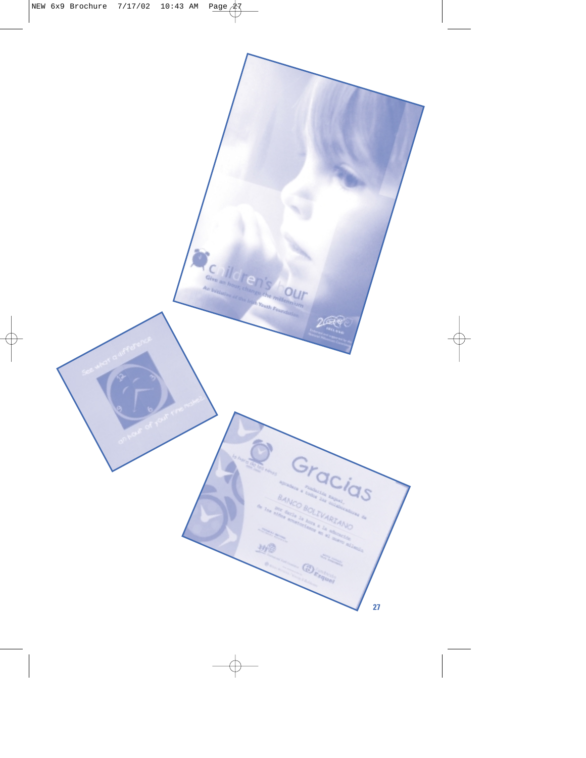children's hour

Give an hour, change the millennium

An initiative of the Irish Youth Foundation

See what a difference an hour of your time makes

Gracias

Fundación Esquel agradece a todos los colaboradores de

BANCO BOLIVARIANO

por darle la hora a la educación de los niños ecuatorianos en el nuevo milenio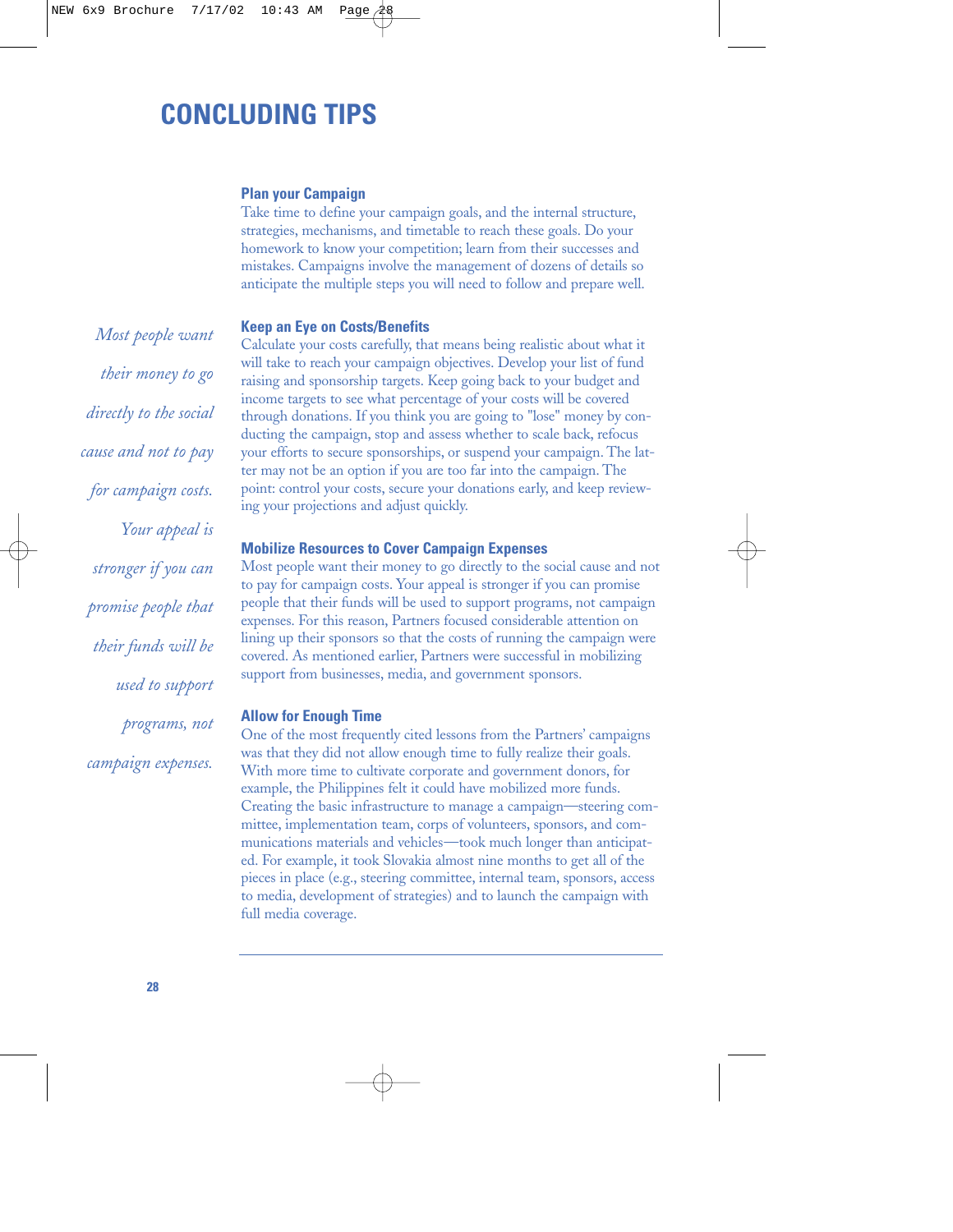# CONCLUDING TIPS

### Plan your Campaign

Take time to define your campaign goals, and the internal structure, strategies, mechanisms, and timetable to reach these goals. Do your homework to know your competition; learn from their successes and mistakes. Campaigns involve the management of dozens of details so anticipate the multiple steps you will need to follow and prepare well.

*Most people want their money to go directly to the social cause and not to pay for campaign costs. Your appeal is stronger if you can promise people that their funds will be used to support programs, not campaign expenses.*

### Keep an Eye on Costs/Benefits

Calculate your costs carefully, that means being realistic about what it will take to reach your campaign objectives. Develop your list of fund raising and sponsorship targets. Keep going back to your budget and income targets to see what percentage of your costs will be covered through donations. If you think you are going to "lose" money by conducting the campaign, stop and assess whether to scale back, refocus your efforts to secure sponsorships, or suspend your campaign. The latter may not be an option if you are too far into the campaign. The point: control your costs, secure your donations early, and keep reviewing your projections and adjust quickly.

### Mobilize Resources to Cover Campaign Expenses

Most people want their money to go directly to the social cause and not to pay for campaign costs. Your appeal is stronger if you can promise people that their funds will be used to support programs, not campaign expenses. For this reason, Partners focused considerable attention on lining up their sponsors so that the costs of running the campaign were covered. As mentioned earlier, Partners were successful in mobilizing support from businesses, media, and government sponsors.

### Allow for Enough Time

One of the most frequently cited lessons from the Partners' campaigns was that they did not allow enough time to fully realize their goals. With more time to cultivate corporate and government donors, for example, the Philippines felt it could have mobilized more funds. Creating the basic infrastructure to manage a campaign—steering committee, implementation team, corps of volunteers, sponsors, and communications materials and vehicles—took much longer than anticipated. For example, it took Slovakia almost nine months to get all of the pieces in place (e.g., steering committee, internal team, sponsors, access to media, development of strategies) and to launch the campaign with full media coverage.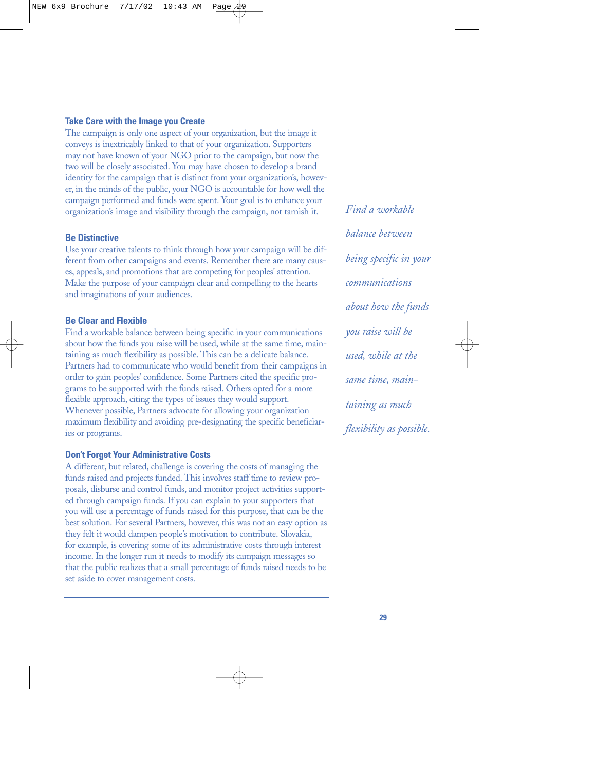### Take Care with the Image you Create

The campaign is only one aspect of your organization, but the image it conveys is inextricably linked to that of your organization. Supporters may not have known of your NGO prior to the campaign, but now the two will be closely associated. You may have chosen to develop a brand identity for the campaign that is distinct from your organization's, however, in the minds of the public, your NGO is accountable for how well the campaign performed and funds were spent. Your goal is to enhance your organization's image and visibility through the campaign, not tarnish it.

### Be Distinctive

Use your creative talents to think through how your campaign will be different from other campaigns and events. Remember there are many causes, appeals, and promotions that are competing for peoples' attention. Make the purpose of your campaign clear and compelling to the hearts and imaginations of your audiences.

### Be Clear and Flexible

Find a workable balance between being specific in your communications about how the funds you raise will be used, while at the same time, maintaining as much flexibility as possible. This can be a delicate balance. Partners had to communicate who would benefit from their campaigns in order to gain peoples' confidence. Some Partners cited the specific programs to be supported with the funds raised. Others opted for a more flexible approach, citing the types of issues they would support. Whenever possible, Partners advocate for allowing your organization maximum flexibility and avoiding pre-designating the specific beneficiaries or programs.

*Find a workable balance between being specific in your communications about how the funds you raise will be used, while at the same time, maintaining as much flexibility as possible.*

### Don't Forget Your Administrative Costs

A different, but related, challenge is covering the costs of managing the funds raised and projects funded. This involves staff time to review proposals, disburse and control funds, and monitor project activities supported through campaign funds. If you can explain to your supporters that you will use a percentage of funds raised for this purpose, that can be the best solution. For several Partners, however, this was not an easy option as they felt it would dampen people's motivation to contribute. Slovakia, for example, is covering some of its administrative costs through interest income. In the longer run it needs to modify its campaign messages so that the public realizes that a small percentage of funds raised needs to be set aside to cover management costs.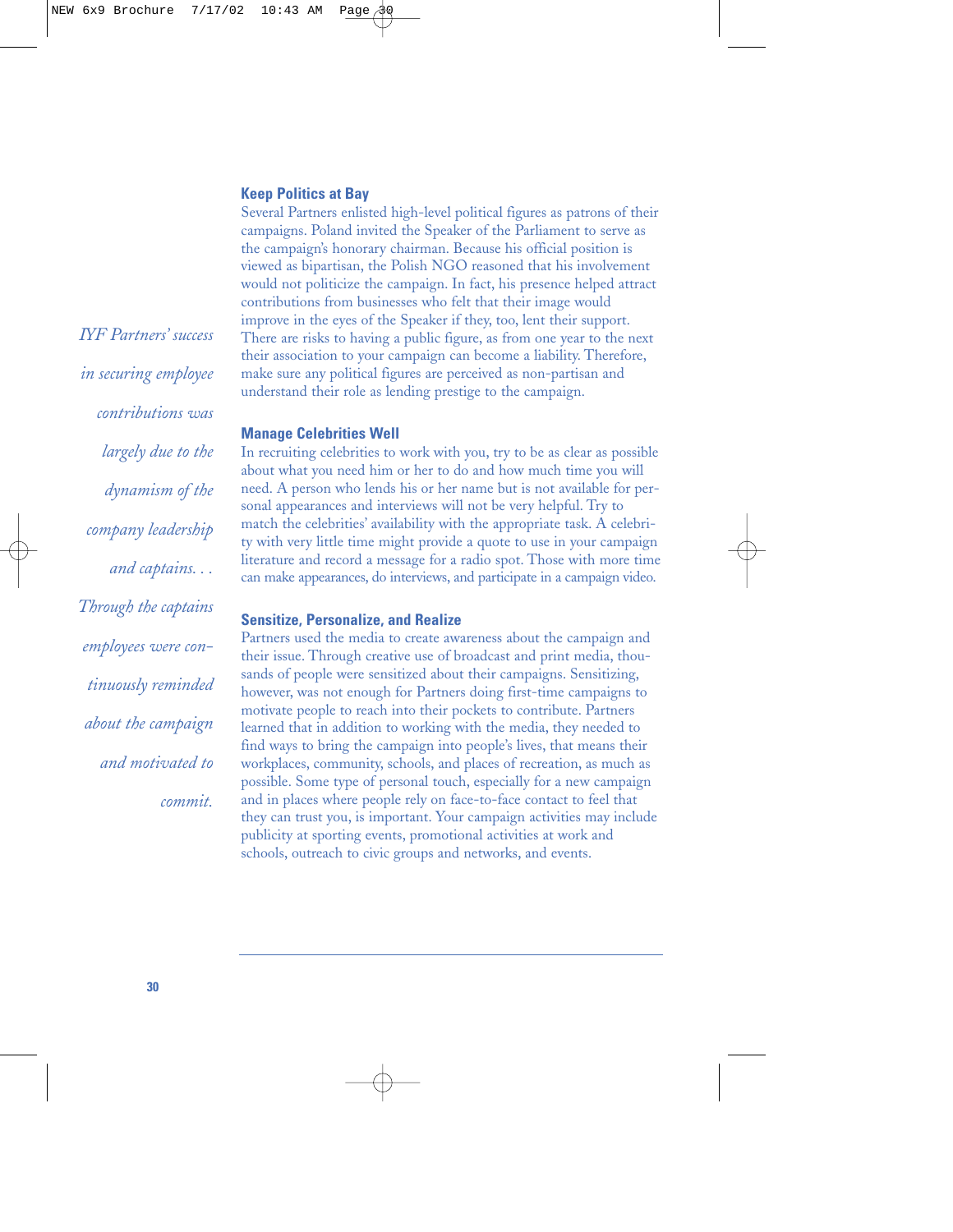### Keep Politics at Bay

Several Partners enlisted high-level political figures as patrons of their campaigns. Poland invited the Speaker of the Parliament to serve as the campaign's honorary chairman. Because his official position is viewed as bipartisan, the Polish NGO reasoned that his involvement would not politicize the campaign. In fact, his presence helped attract contributions from businesses who felt that their image would improve in the eyes of the Speaker if they, too, lent their support. There are risks to having a public figure, as from one year to the next their association to your campaign can become a liability. Therefore, make sure any political figures are perceived as non-partisan and understand their role as lending prestige to the campaign.

*IYF Partners' success in securing employee contributions was largely due to the dynamism of the company leadership and captains. . . Through the captains employees were continuously reminded about the campaign and motivated to commit.*

### Manage Celebrities Well

In recruiting celebrities to work with you, try to be as clear as possible about what you need him or her to do and how much time you will need. A person who lends his or her name but is not available for personal appearances and interviews will not be very helpful. Try to match the celebrities' availability with the appropriate task. A celebrity with very little time might provide a quote to use in your campaign literature and record a message for a radio spot. Those with more time can make appearances, do interviews, and participate in a campaign video.

### Sensitize, Personalize, and Realize

Partners used the media to create awareness about the campaign and their issue. Through creative use of broadcast and print media, thousands of people were sensitized about their campaigns. Sensitizing, however, was not enough for Partners doing first-time campaigns to motivate people to reach into their pockets to contribute. Partners learned that in addition to working with the media, they needed to find ways to bring the campaign into people's lives, that means their workplaces, community, schools, and places of recreation, as much as possible. Some type of personal touch, especially for a new campaign and in places where people rely on face-to-face contact to feel that they can trust you, is important. Your campaign activities may include publicity at sporting events, promotional activities at work and schools, outreach to civic groups and networks, and events.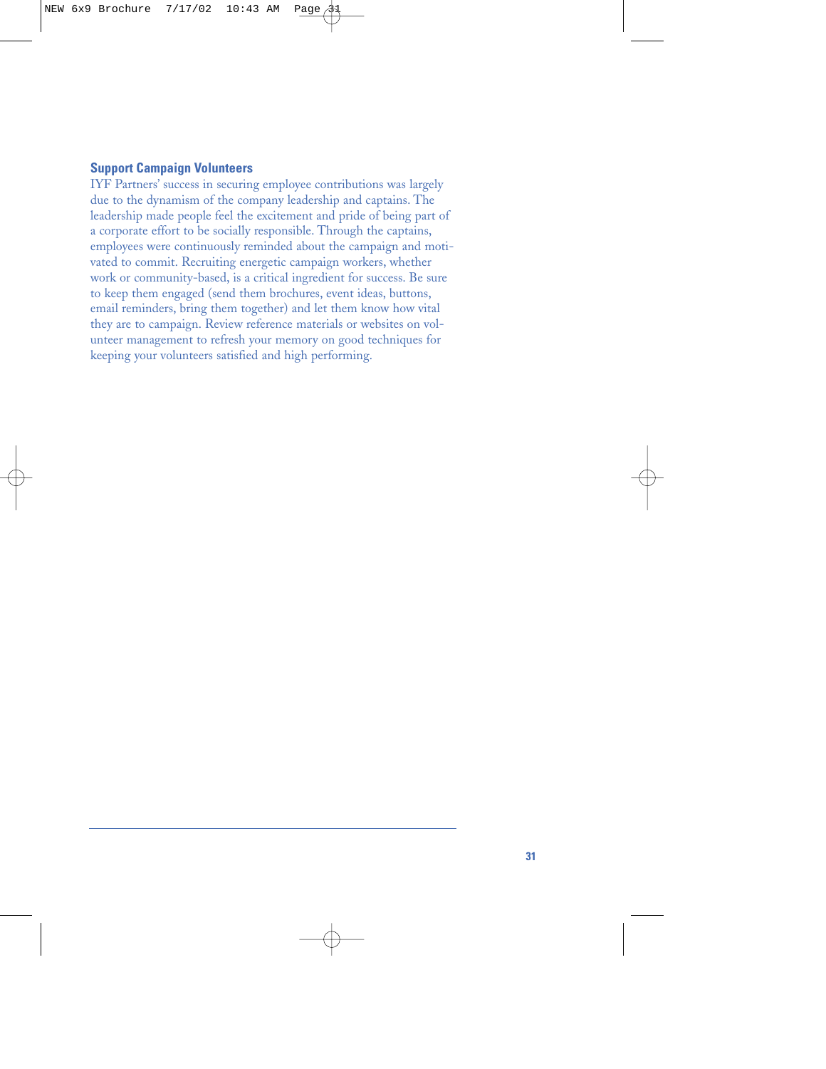### Support Campaign Volunteers

IYF Partners' success in securing employee contributions was largely due to the dynamism of the company leadership and captains. The leadership made people feel the excitement and pride of being part of a corporate effort to be socially responsible. Through the captains, employees were continuously reminded about the campaign and motivated to commit. Recruiting energetic campaign workers, whether work or community-based, is a critical ingredient for success. Be sure to keep them engaged (send them brochures, event ideas, buttons, email reminders, bring them together) and let them know how vital they are to campaign. Review reference materials or websites on volunteer management to refresh your memory on good techniques for keeping your volunteers satisfied and high performing.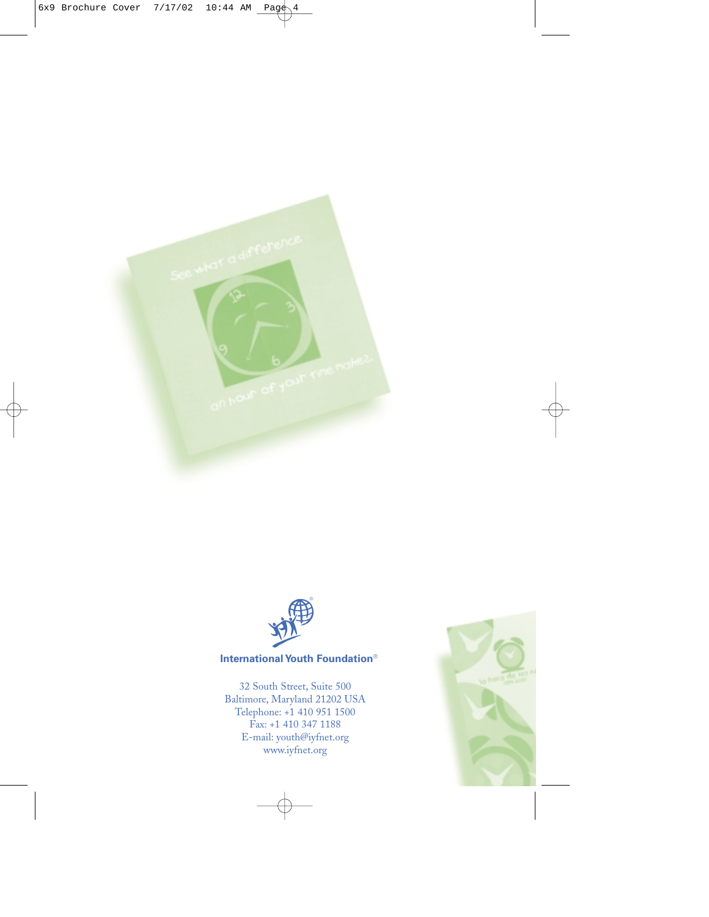**International Youth Foundation®**

32 South Street, Suite 500
Baltimore, Maryland 21202 USA
Telephone: +1 410 951 1500
Fax: +1 410 347 1188
E-mail: youth@iyfnet.org
www.iyfnet.org